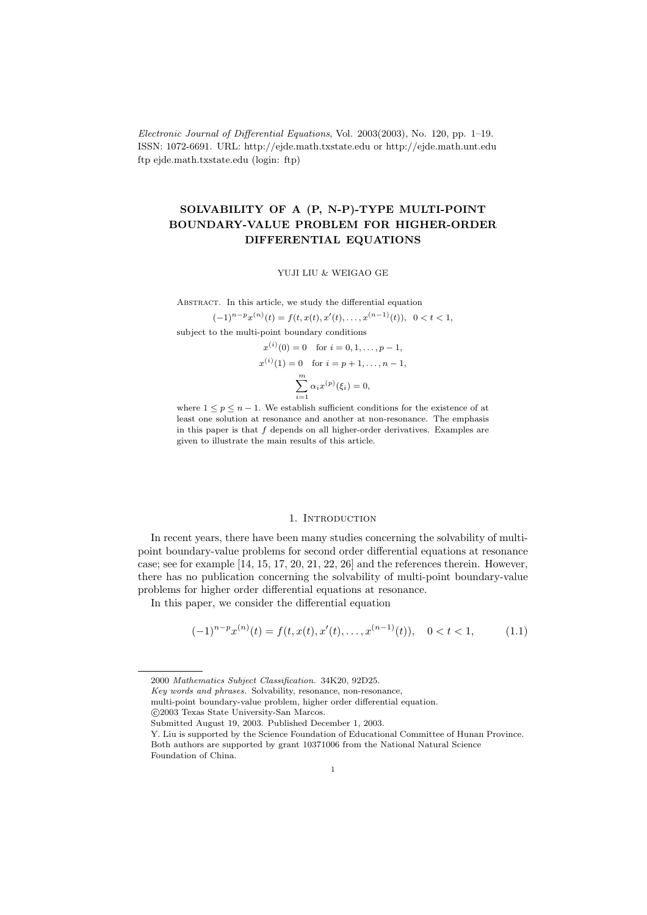*Electronic Journal of Differential Equations*, Vol. 2003(2003), No. 120, pp. 1–19.
ISSN: 1072-6691. URL: http://ejde.math.txstate.edu or http://ejde.math.unt.edu
ftp ejde.math.txstate.edu (login: ftp)

# SOLVABILITY OF A (P, N-P)-TYPE MULTI-POINT BOUNDARY-VALUE PROBLEM FOR HIGHER-ORDER DIFFERENTIAL EQUATIONS

YUJI LIU & WEIGAO GE

Abstract. In this article, we study the differential equation

$$(-1)^{n-p}x^{(n)}(t) = f(t, x(t), x'(t), \dots, x^{(n-1)}(t)), \quad 0 < t < 1,$$

subject to the multi-point boundary conditions

$$x^{(i)}(0) = 0 \quad \text{for } i = 0, 1, \dots, p-1,$$

$$x^{(i)}(1) = 0 \quad \text{for } i = p+1, \dots, n-1,$$

$$\sum_{i=1}^{m} \alpha_i x^{(p)}(\xi_i) = 0,$$

where $1 \le p \le n-1$. We establish sufficient conditions for the existence of at least one solution at resonance and another at non-resonance. The emphasis in this paper is that $f$ depends on all higher-order derivatives. Examples are given to illustrate the main results of this article.

## 1. Introduction

In recent years, there have been many studies concerning the solvability of multi-point boundary-value problems for second order differential equations at resonance case; see for example [14, 15, 17, 20, 21, 22, 26] and the references therein. However, there has no publication concerning the solvability of multi-point boundary-value problems for higher order differential equations at resonance.

In this paper, we consider the differential equation

$$(-1)^{n-p}x^{(n)}(t) = f(t, x(t), x'(t), \dots, x^{(n-1)}(t)), \quad 0 < t < 1, \tag{1.1}$$

---

2000 *Mathematics Subject Classification.* 34K20, 92D25.
*Key words and phrases.* Solvability, resonance, non-resonance,
multi-point boundary-value problem, higher order differential equation.
©2003 Texas State University-San Marcos.
Submitted August 19, 2003. Published December 1, 2003.
Y. Liu is supported by the Science Foundation of Educational Committee of Hunan Province.
Both authors are supported by grant 10371006 from the National Natural Science Foundation of China.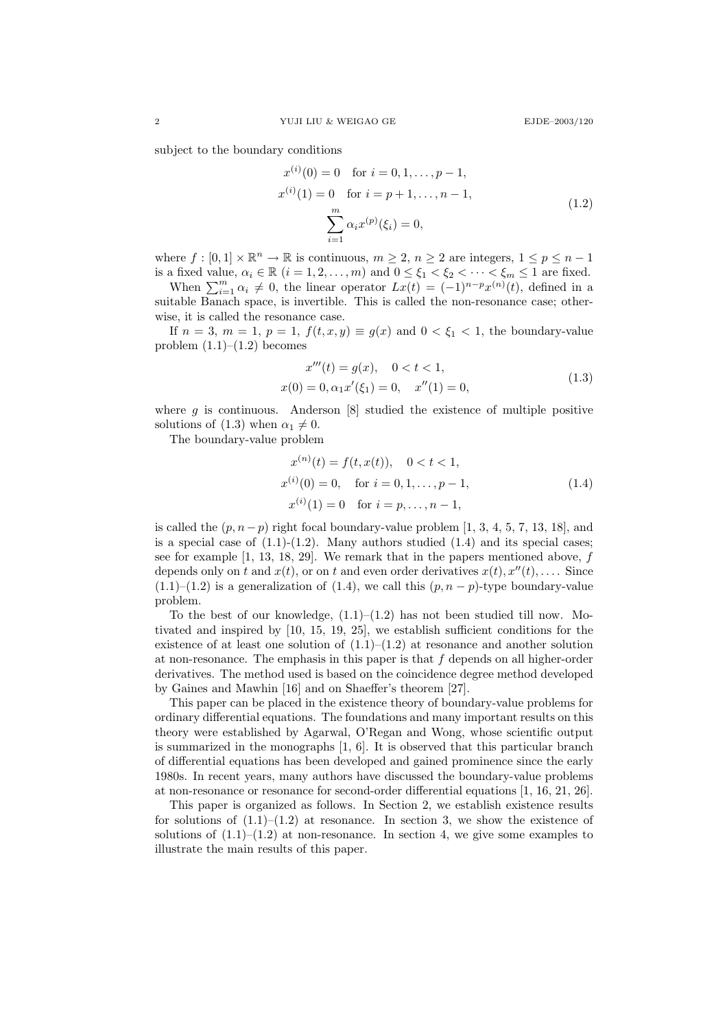subject to the boundary conditions

$$
\begin{gathered}
x^{(i)}(0)=0 \quad \text{for } i=0,1,\dots,p-1,\\
x^{(i)}(1)=0 \quad \text{for } i=p+1,\dots,n-1,\\
\sum_{i=1}^{m}\alpha_i x^{(p)}(\xi_i)=0,
\end{gathered}
\tag{1.2}
$$

where $f:[0,1]\times\mathbb{R}^n\to\mathbb{R}$ is continuous, $m\geq 2$, $n\geq 2$ are integers, $1\leq p\leq n-1$ is a fixed value, $\alpha_i\in\mathbb{R}$ $(i=1,2,\dots,m)$ and $0\leq\xi_1<\xi_2<\dots<\xi_m\leq 1$ are fixed.

When $\sum_{i=1}^{m}\alpha_i\neq 0$, the linear operator $Lx(t)=(-1)^{n-p}x^{(n)}(t)$, defined in a suitable Banach space, is invertible. This is called the non-resonance case; otherwise, it is called the resonance case.

If $n=3$, $m=1$, $p=1$, $f(t,x,y)\equiv g(x)$ and $0<\xi_1<1$, the boundary-value problem (1.1)–(1.2) becomes

$$
\begin{gathered}
x'''(t)=g(x),\quad 0<t<1,\\
x(0)=0, \alpha_1 x'(\xi_1)=0,\quad x''(1)=0,
\end{gathered}
\tag{1.3}
$$

where $g$ is continuous. Anderson [8] studied the existence of multiple positive solutions of (1.3) when $\alpha_1\neq 0$.

The boundary-value problem

$$
\begin{gathered}
x^{(n)}(t)=f(t,x(t)),\quad 0<t<1,\\
x^{(i)}(0)=0,\quad \text{for } i=0,1,\dots,p-1,\\
x^{(i)}(1)=0\quad \text{for } i=p,\dots,n-1,
\end{gathered}
\tag{1.4}
$$

is called the $(p,n-p)$ right focal boundary-value problem [1, 3, 4, 5, 7, 13, 18], and is a special case of (1.1)-(1.2). Many authors studied (1.4) and its special cases; see for example [1, 13, 18, 29]. We remark that in the papers mentioned above, $f$ depends only on $t$ and $x(t)$, or on $t$ and even order derivatives $x(t),x''(t),\dots$. Since (1.1)–(1.2) is a generalization of (1.4), we call this $(p,n-p)$-type boundary-value problem.

To the best of our knowledge, (1.1)–(1.2) has not been studied till now. Motivated and inspired by [10, 15, 19, 25], we establish sufficient conditions for the existence of at least one solution of (1.1)–(1.2) at resonance and another solution at non-resonance. The emphasis in this paper is that $f$ depends on all higher-order derivatives. The method used is based on the coincidence degree method developed by Gaines and Mawhin [16] and on Shaeffer's theorem [27].

This paper can be placed in the existence theory of boundary-value problems for ordinary differential equations. The foundations and many important results on this theory were established by Agarwal, O'Regan and Wong, whose scientific output is summarized in the monographs [1, 6]. It is observed that this particular branch of differential equations has been developed and gained prominence since the early 1980s. In recent years, many authors have discussed the boundary-value problems at non-resonance or resonance for second-order differential equations [1, 16, 21, 26].

This paper is organized as follows. In Section 2, we establish existence results for solutions of (1.1)–(1.2) at resonance. In section 3, we show the existence of solutions of (1.1)–(1.2) at non-resonance. In section 4, we give some examples to illustrate the main results of this paper.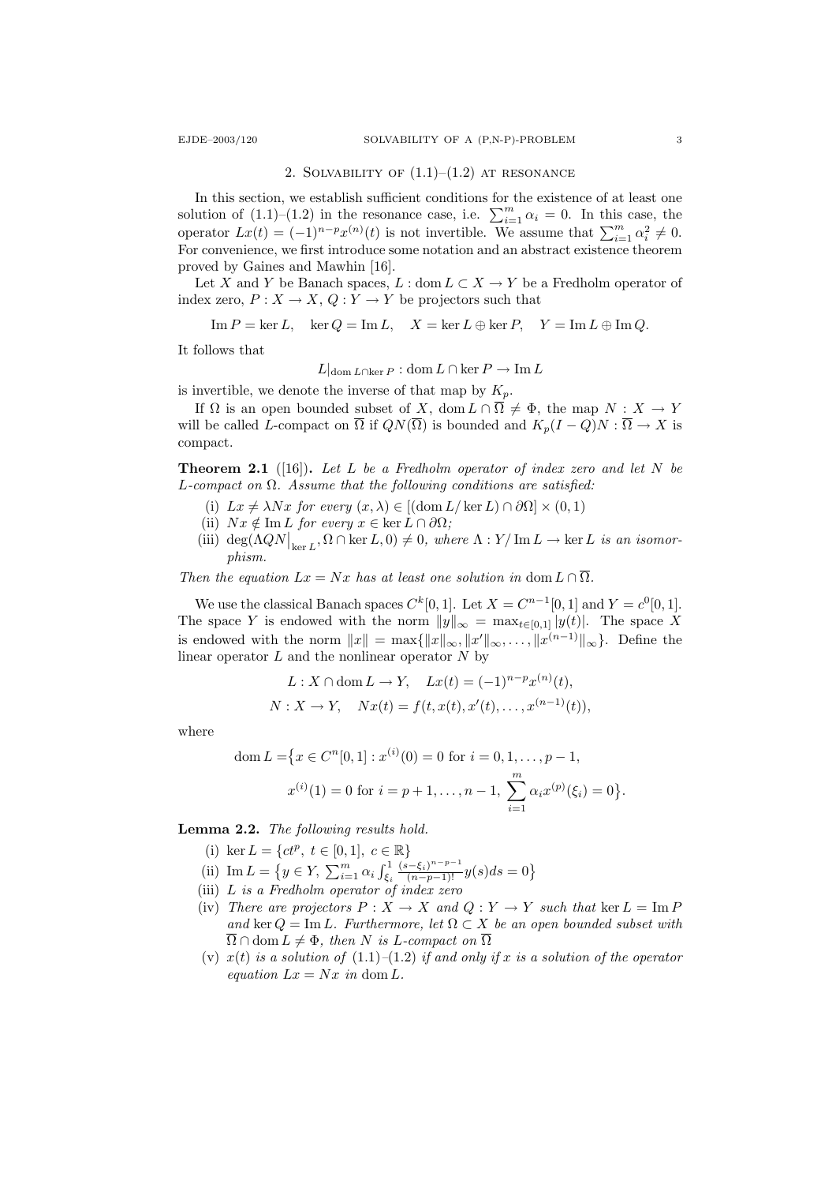## 2. Solvability of (1.1)–(1.2) at resonance

In this section, we establish sufficient conditions for the existence of at least one solution of (1.1)–(1.2) in the resonance case, i.e. $\sum_{i=1}^m \alpha_i = 0$. In this case, the operator $Lx(t) = (-1)^{n-p}x^{(n)}(t)$ is not invertible. We assume that $\sum_{i=1}^m \alpha_i^2 \neq 0$. For convenience, we first introduce some notation and an abstract existence theorem proved by Gaines and Mawhin [16].

Let $X$ and $Y$ be Banach spaces, $L : \operatorname{dom} L \subset X \to Y$ be a Fredholm operator of index zero, $P : X \to X$, $Q : Y \to Y$ be projectors such that

$$\operatorname{Im} P = \ker L, \quad \ker Q = \operatorname{Im} L, \quad X = \ker L \oplus \ker P, \quad Y = \operatorname{Im} L \oplus \operatorname{Im} Q.$$

It follows that

$$L|_{\operatorname{dom} L \cap \ker P} : \operatorname{dom} L \cap \ker P \to \operatorname{Im} L$$

is invertible, we denote the inverse of that map by $K_p$.

If $\Omega$ is an open bounded subset of $X$, $\operatorname{dom} L \cap \overline{\Omega} \neq \Phi$, the map $N : X \to Y$ will be called $L$-compact on $\overline{\Omega}$ if $QN(\overline{\Omega})$ is bounded and $K_p(I - Q)N : \overline{\Omega} \to X$ is compact.

**Theorem 2.1** ([16]). *Let $L$ be a Fredholm operator of index zero and let $N$ be $L$-compact on $\Omega$. Assume that the following conditions are satisfied:*

- (i) *$Lx \neq \lambda Nx$ for every $(x, \lambda) \in [(\operatorname{dom} L / \ker L) \cap \partial\Omega] \times (0, 1)$*
- (ii) *$Nx \notin \operatorname{Im} L$ for every $x \in \ker L \cap \partial\Omega$;*
- (iii) *$\deg(\Lambda QN|_{\ker L}, \Omega \cap \ker L, 0) \neq 0$, where $\Lambda : Y/\operatorname{Im} L \to \ker L$ is an isomorphism.*

*Then the equation $Lx = Nx$ has at least one solution in $\operatorname{dom} L \cap \overline{\Omega}$.*

We use the classical Banach spaces $C^k[0,1]$. Let $X = C^{n-1}[0,1]$ and $Y = c^0[0,1]$. The space $Y$ is endowed with the norm $\|y\|_\infty = \max_{t\in[0,1]} |y(t)|$. The space $X$ is endowed with the norm $\|x\| = \max\{\|x\|_\infty, \|x'\|_\infty, \dots, \|x^{(n-1)}\|_\infty\}$. Define the linear operator $L$ and the nonlinear operator $N$ by

$$L : X \cap \operatorname{dom} L \to Y, \quad Lx(t) = (-1)^{n-p}x^{(n)}(t),$$

$$N : X \to Y, \quad Nx(t) = f(t, x(t), x'(t), \dots, x^{(n-1)}(t)),$$

where

$$\operatorname{dom} L = \big\{x \in C^n[0,1] : x^{(i)}(0) = 0 \text{ for } i = 0, 1, \dots, p-1,$$
$$x^{(i)}(1) = 0 \text{ for } i = p+1, \dots, n-1, \ \sum_{i=1}^m \alpha_i x^{(p)}(\xi_i) = 0\big\}.$$

**Lemma 2.2.** *The following results hold.*

- (i) *$\ker L = \{ct^p, \ t \in [0,1], \ c \in \mathbb{R}\}$*
- (ii) *$\operatorname{Im} L = \big\{y \in Y, \ \sum_{i=1}^m \alpha_i \int_{\xi_i}^1 \frac{(s-\xi_i)^{n-p-1}}{(n-p-1)!} y(s) ds = 0\big\}$*
- (iii) *$L$ is a Fredholm operator of index zero*
- (iv) *There are projectors $P : X \to X$ and $Q : Y \to Y$ such that $\ker L = \operatorname{Im} P$ and $\ker Q = \operatorname{Im} L$. Furthermore, let $\Omega \subset X$ be an open bounded subset with $\overline{\Omega} \cap \operatorname{dom} L \neq \Phi$, then $N$ is $L$-compact on $\overline{\Omega}$*
- (v) *$x(t)$ is a solution of (1.1)–(1.2) if and only if $x$ is a solution of the operator equation $Lx = Nx$ in $\operatorname{dom} L$.*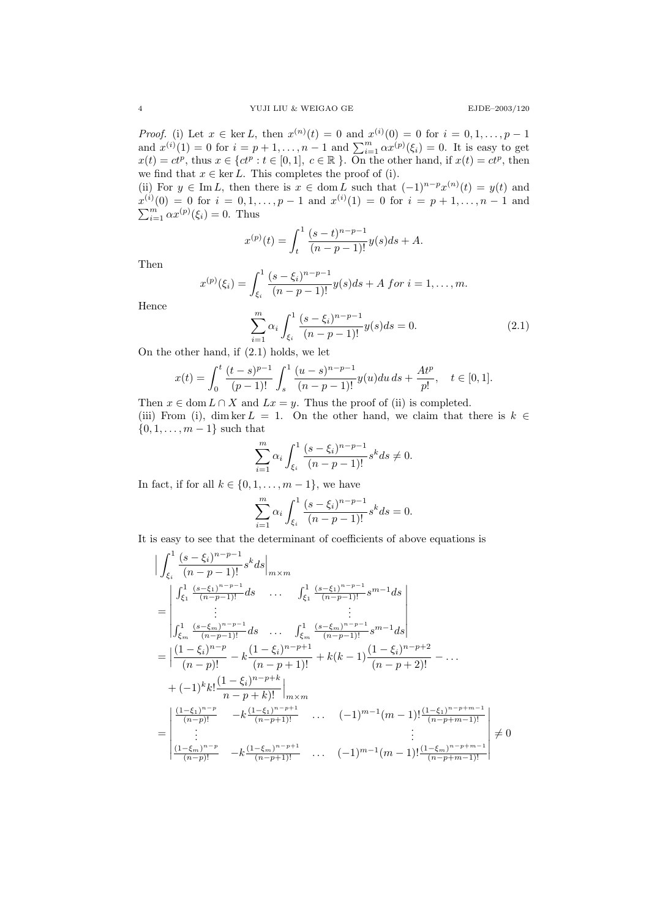*Proof.* (i) Let $x \in \ker L$, then $x^{(n)}(t) = 0$ and $x^{(i)}(0) = 0$ for $i = 0, 1, \dots, p-1$ and $x^{(i)}(1) = 0$ for $i = p+1, \dots, n-1$ and $\sum_{i=1}^{m} \alpha x^{(p)}(\xi_i) = 0$. It is easy to get $x(t) = ct^p$, thus $x \in \{ct^p : t \in [0,1],\ c \in \mathbb{R}\ \}$. On the other hand, if $x(t) = ct^p$, then we find that $x \in \ker L$. This completes the proof of (i).

(ii) For $y \in \operatorname{Im} L$, then there is $x \in \operatorname{dom} L$ such that $(-1)^{n-p} x^{(n)}(t) = y(t)$ and $x^{(i)}(0) = 0$ for $i = 0, 1, \dots, p-1$ and $x^{(i)}(1) = 0$ for $i = p+1, \dots, n-1$ and $\sum_{i=1}^{m} \alpha x^{(p)}(\xi_i) = 0$. Thus

$$x^{(p)}(t) = \int_t^1 \frac{(s-t)^{n-p-1}}{(n-p-1)!} y(s) ds + A.$$

Then

$$x^{(p)}(\xi_i) = \int_{\xi_i}^1 \frac{(s-\xi_i)^{n-p-1}}{(n-p-1)!} y(s) ds + A \ for\ i = 1, \dots, m.$$

Hence

$$\sum_{i=1}^{m} \alpha_i \int_{\xi_i}^1 \frac{(s-\xi_i)^{n-p-1}}{(n-p-1)!} y(s) ds = 0. \tag{2.1}$$

On the other hand, if (2.1) holds, we let

$$x(t) = \int_0^t \frac{(t-s)^{p-1}}{(p-1)!} \int_s^1 \frac{(u-s)^{n-p-1}}{(n-p-1)!} y(u) du\, ds + \frac{At^p}{p!}, \quad t \in [0,1].$$

Then $x \in \operatorname{dom} L \cap X$ and $Lx = y$. Thus the proof of (ii) is completed.

(iii) From (i), $\dim \ker L = 1$. On the other hand, we claim that there is $k \in \{0, 1, \dots, m-1\}$ such that

$$\sum_{i=1}^{m} \alpha_i \int_{\xi_i}^1 \frac{(s-\xi_i)^{n-p-1}}{(n-p-1)!} s^k ds \neq 0.$$

In fact, if for all $k \in \{0, 1, \dots, m-1\}$, we have

$$\sum_{i=1}^{m} \alpha_i \int_{\xi_i}^1 \frac{(s-\xi_i)^{n-p-1}}{(n-p-1)!} s^k ds = 0.$$

It is easy to see that the determinant of coefficients of above equations is

$$\begin{aligned}
&\Big| \int_{\xi_i}^1 \frac{(s-\xi_i)^{n-p-1}}{(n-p-1)!} s^k ds \Big|_{m \times m} \\
&= \begin{vmatrix} \int_{\xi_1}^1 \frac{(s-\xi_1)^{n-p-1}}{(n-p-1)!} ds & \dots & \int_{\xi_1}^1 \frac{(s-\xi_1)^{n-p-1}}{(n-p-1)!} s^{m-1} ds \\ \vdots & & \vdots \\ \int_{\xi_m}^1 \frac{(s-\xi_m)^{n-p-1}}{(n-p-1)!} ds & \dots & \int_{\xi_m}^1 \frac{(s-\xi_m)^{n-p-1}}{(n-p-1)!} s^{m-1} ds \end{vmatrix} \\
&= \Big| \frac{(1-\xi_i)^{n-p}}{(n-p)!} - k \frac{(1-\xi_i)^{n-p+1}}{(n-p+1)!} + k(k-1) \frac{(1-\xi_i)^{n-p+2}}{(n-p+2)!} - \dots \\
&\quad + (-1)^k k! \frac{(1-\xi_i)^{n-p+k}}{n-p+k)!} \Big|_{m \times m} \\
&= \begin{vmatrix} \frac{(1-\xi_1)^{n-p}}{(n-p)!} & -k \frac{(1-\xi_1)^{n-p+1}}{(n-p+1)!} & \dots & (-1)^{m-1}(m-1)! \frac{(1-\xi_1)^{n-p+m-1}}{(n-p+m-1)!} \\ \vdots & & & \vdots \\ \frac{(1-\xi_m)^{n-p}}{(n-p)!} & -k \frac{(1-\xi_m)^{n-p+1}}{(n-p+1)!} & \dots & (-1)^{m-1}(m-1)! \frac{(1-\xi_m)^{n-p+m-1}}{(n-p+m-1)!} \end{vmatrix} \neq 0
\end{aligned}$$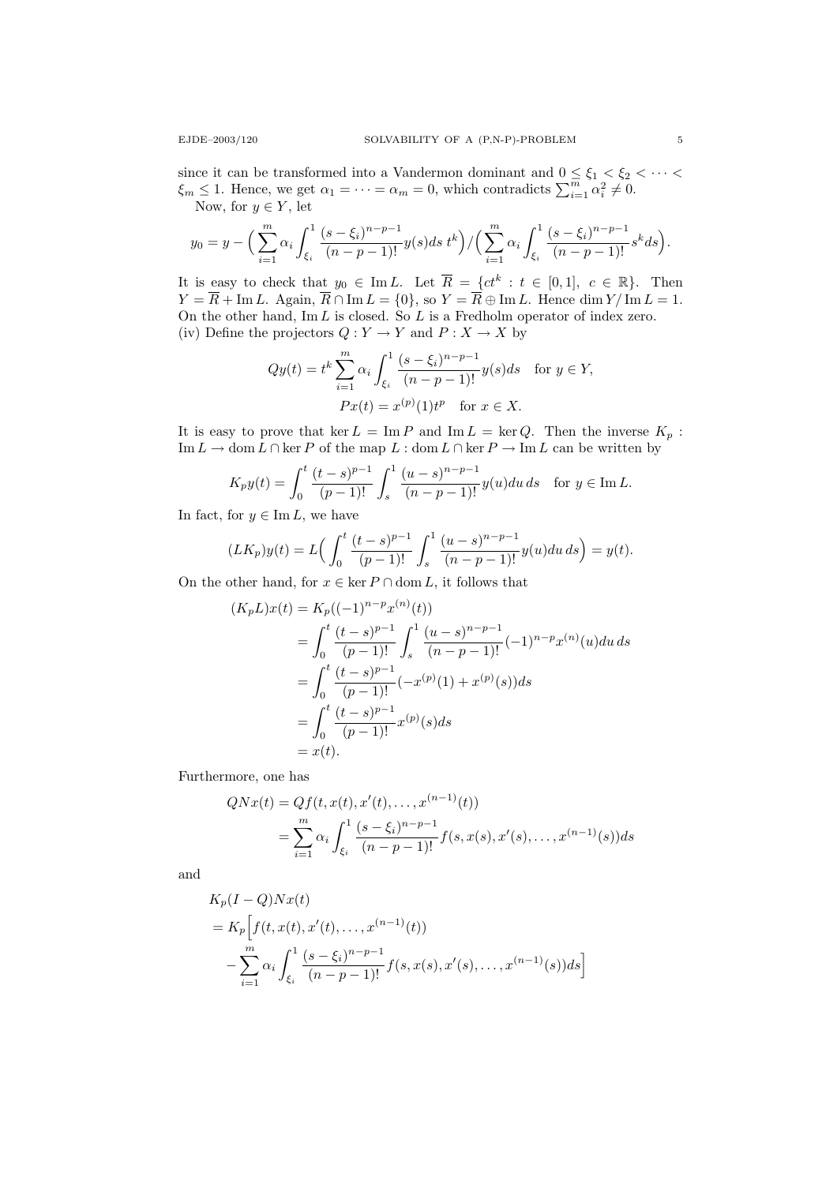since it can be transformed into a Vandermon dominant and $0 \le \xi_1 < \xi_2 < \dots < \xi_m \le 1$. Hence, we get $\alpha_1 = \dots = \alpha_m = 0$, which contradicts $\sum_{i=1}^m \alpha_i^2 \neq 0$.

Now, for $y \in Y$, let

$$y_0 = y - \Big( \sum_{i=1}^m \alpha_i \int_{\xi_i}^1 \frac{(s-\xi_i)^{n-p-1}}{(n-p-1)!} y(s) ds \; t^k \Big) / \Big( \sum_{i=1}^m \alpha_i \int_{\xi_i}^1 \frac{(s-\xi_i)^{n-p-1}}{(n-p-1)!} s^k ds \Big).$$

It is easy to check that $y_0 \in \operatorname{Im} L$. Let $\overline{R} = \{ct^k : t \in [0,1], \; c \in \mathbb{R}\}$. Then $Y = \overline{R} + \operatorname{Im} L$. Again, $\overline{R} \cap \operatorname{Im} L = \{0\}$, so $Y = \overline{R} \oplus \operatorname{Im} L$. Hence $\dim Y / \operatorname{Im} L = 1$. On the other hand, $\operatorname{Im} L$ is closed. So $L$ is a Fredholm operator of index zero.
(iv) Define the projectors $Q : Y \to Y$ and $P : X \to X$ by

$$Qy(t) = t^k \sum_{i=1}^m \alpha_i \int_{\xi_i}^1 \frac{(s-\xi_i)^{n-p-1}}{(n-p-1)!} y(s) ds \quad \text{for } y \in Y,$$

$$Px(t) = x^{(p)}(1) t^p \quad \text{for } x \in X.$$

It is easy to prove that $\ker L = \operatorname{Im} P$ and $\operatorname{Im} L = \ker Q$. Then the inverse $K_p : \operatorname{Im} L \to \operatorname{dom} L \cap \ker P$ of the map $L : \operatorname{dom} L \cap \ker P \to \operatorname{Im} L$ can be written by

$$K_p y(t) = \int_0^t \frac{(t-s)^{p-1}}{(p-1)!} \int_s^1 \frac{(u-s)^{n-p-1}}{(n-p-1)!} y(u) du \, ds \quad \text{for } y \in \operatorname{Im} L.$$

In fact, for $y \in \operatorname{Im} L$, we have

$$(LK_p)y(t) = L\Big( \int_0^t \frac{(t-s)^{p-1}}{(p-1)!} \int_s^1 \frac{(u-s)^{n-p-1}}{(n-p-1)!} y(u) du \, ds \Big) = y(t).$$

On the other hand, for $x \in \ker P \cap \operatorname{dom} L$, it follows that

$$\begin{aligned}
(K_p L)x(t) &= K_p((-1)^{n-p} x^{(n)}(t)) \\
&= \int_0^t \frac{(t-s)^{p-1}}{(p-1)!} \int_s^1 \frac{(u-s)^{n-p-1}}{(n-p-1)!} (-1)^{n-p} x^{(n)}(u) du \, ds \\
&= \int_0^t \frac{(t-s)^{p-1}}{(p-1)!} (-x^{(p)}(1) + x^{(p)}(s)) ds \\
&= \int_0^t \frac{(t-s)^{p-1}}{(p-1)!} x^{(p)}(s) ds \\
&= x(t).
\end{aligned}$$

Furthermore, one has

$$\begin{aligned}
QNx(t) &= Qf(t, x(t), x'(t), \dots, x^{(n-1)}(t)) \\
&= \sum_{i=1}^m \alpha_i \int_{\xi_i}^1 \frac{(s-\xi_i)^{n-p-1}}{(n-p-1)!} f(s, x(s), x'(s), \dots, x^{(n-1)}(s)) ds
\end{aligned}$$

and

$$\begin{aligned}
& K_p(I-Q)Nx(t) \\
&= K_p\Big[ f(t, x(t), x'(t), \dots, x^{(n-1)}(t)) \\
&\quad - \sum_{i=1}^m \alpha_i \int_{\xi_i}^1 \frac{(s-\xi_i)^{n-p-1}}{(n-p-1)!} f(s, x(s), x'(s), \dots, x^{(n-1)}(s)) ds \Big]
\end{aligned}$$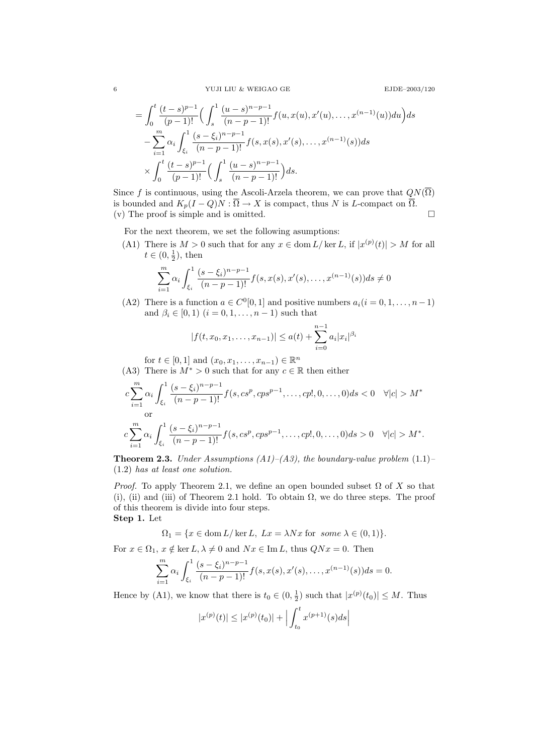$$
\begin{aligned}
&= \int_0^t \frac{(t-s)^{p-1}}{(p-1)!}\Big(\int_s^1 \frac{(u-s)^{n-p-1}}{(n-p-1)!} f(u,x(u),x'(u),\dots,x^{(n-1)}(u))du\Big)ds \\
&\quad - \sum_{i=1}^m \alpha_i \int_{\xi_i}^1 \frac{(s-\xi_i)^{n-p-1}}{(n-p-1)!} f(s,x(s),x'(s),\dots,x^{(n-1)}(s))ds \\
&\quad \times \int_0^t \frac{(t-s)^{p-1}}{(p-1)!}\Big(\int_s^1 \frac{(u-s)^{n-p-1}}{(n-p-1)!}\Big)ds.
\end{aligned}
$$

Since $f$ is continuous, using the Ascoli-Arzela theorem, we can prove that $QN(\overline{\Omega})$ is bounded and $K_p(I-Q)N : \overline{\Omega} \to X$ is compact, thus $N$ is $L$-compact on $\overline{\Omega}$.
(v) The proof is simple and is omitted. $\square$

For the next theorem, we set the following asumptions:

(A1) There is $M > 0$ such that for any $x \in \operatorname{dom} L/\ker L$, if $|x^{(p)}(t)| > M$ for all $t \in (0, \frac{1}{2})$, then

$$\sum_{i=1}^m \alpha_i \int_{\xi_i}^1 \frac{(s-\xi_i)^{n-p-1}}{(n-p-1)!} f(s,x(s),x'(s),\dots,x^{(n-1)}(s))ds \neq 0$$

(A2) There is a function $a \in C^0[0,1]$ and positive numbers $a_i (i = 0,1,\dots,n-1)$ and $\beta_i \in [0,1)$ $(i = 0,1,\dots,n-1)$ such that

$$|f(t,x_0,x_1,\dots,x_{n-1})| \leq a(t) + \sum_{i=0}^{n-1} a_i |x_i|^{\beta_i}$$

for $t \in [0,1]$ and $(x_0,x_1,\dots,x_{n-1}) \in \mathbb{R}^n$

(A3) There is $M^* > 0$ such that for any $c \in \mathbb{R}$ then either

$$c\sum_{i=1}^m \alpha_i \int_{\xi_i}^1 \frac{(s-\xi_i)^{n-p-1}}{(n-p-1)!} f(s,cs^p,cps^{p-1},\dots,cp!,0,\dots,0)ds < 0 \quad \forall |c| > M^*$$

or

$$c\sum_{i=1}^m \alpha_i \int_{\xi_i}^1 \frac{(s-\xi_i)^{n-p-1}}{(n-p-1)!} f(s,cs^p,cps^{p-1},\dots,cp!,0,\dots,0)ds > 0 \quad \forall |c| > M^*.$$

**Theorem 2.3.** *Under Assumptions (A1)–(A3), the boundary-value problem* (1.1)–(1.2) *has at least one solution.*

*Proof.* To apply Theorem 2.1, we define an open bounded subset $\Omega$ of $X$ so that (i), (ii) and (iii) of Theorem 2.1 hold. To obtain $\Omega$, we do three steps. The proof of this theorem is divide into four steps.

**Step 1.** Let

$$\Omega_1 = \{x \in \operatorname{dom} L/\ker L,\ Lx = \lambda Nx \text{ for } some\ \lambda \in (0,1)\}.$$

For $x \in \Omega_1$, $x \notin \ker L, \lambda \neq 0$ and $Nx \in \operatorname{Im} L$, thus $QNx = 0$. Then

$$\sum_{i=1}^m \alpha_i \int_{\xi_i}^1 \frac{(s-\xi_i)^{n-p-1}}{(n-p-1)!} f(s,x(s),x'(s),\dots,x^{(n-1)}(s))ds = 0.$$

Hence by (A1), we know that there is $t_0 \in (0, \frac{1}{2})$ such that $|x^{(p)}(t_0)| \leq M$. Thus

$$|x^{(p)}(t)| \leq |x^{(p)}(t_0)| + \Big|\int_{t_0}^t x^{(p+1)}(s)ds\Big|$$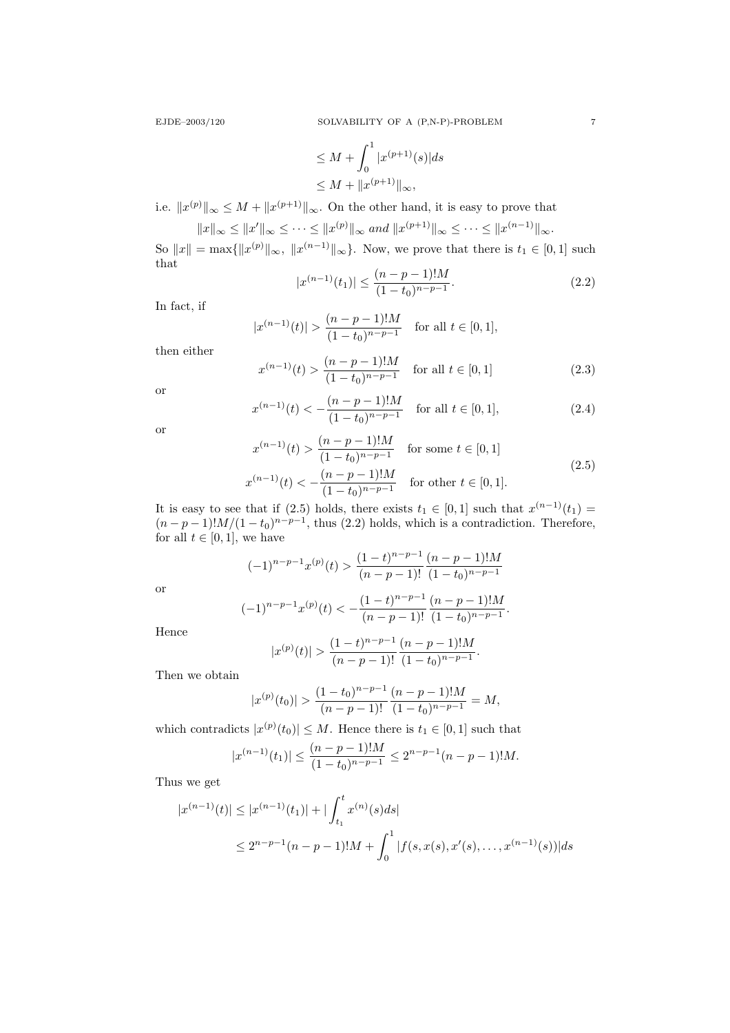$$
\begin{aligned}
&\le M + \int_0^1 |x^{(p+1)}(s)|ds \\
&\le M + \|x^{(p+1)}\|_\infty,
\end{aligned}
$$

i.e. $\|x^{(p)}\|_\infty \le M + \|x^{(p+1)}\|_\infty$. On the other hand, it is easy to prove that

$$
\|x\|_\infty \le \|x'\|_\infty \le \cdots \le \|x^{(p)}\|_\infty \text{ and } \|x^{(p+1)}\|_\infty \le \cdots \le \|x^{(n-1)}\|_\infty.
$$

So $\|x\| = \max\{\|x^{(p)}\|_\infty,\ \|x^{(n-1)}\|_\infty\}$. Now, we prove that there is $t_1 \in [0,1]$ such that

$$
|x^{(n-1)}(t_1)| \le \frac{(n-p-1)!M}{(1-t_0)^{n-p-1}}. \tag{2.2}
$$

In fact, if

$$
|x^{(n-1)}(t)| > \frac{(n-p-1)!M}{(1-t_0)^{n-p-1}} \quad \text{for all } t \in [0,1],
$$

then either

$$
x^{(n-1)}(t) > \frac{(n-p-1)!M}{(1-t_0)^{n-p-1}} \quad \text{for all } t \in [0,1] \tag{2.3}
$$

or

$$
x^{(n-1)}(t) < -\frac{(n-p-1)!M}{(1-t_0)^{n-p-1}} \quad \text{for all } t \in [0,1], \tag{2.4}
$$

or

$$
\begin{gathered}
x^{(n-1)}(t) > \frac{(n-p-1)!M}{(1-t_0)^{n-p-1}} \quad \text{for some } t \in [0,1] \\
x^{(n-1)}(t) < -\frac{(n-p-1)!M}{(1-t_0)^{n-p-1}} \quad \text{for other } t \in [0,1].
\end{gathered} \tag{2.5}
$$

It is easy to see that if (2.5) holds, there exists $t_1 \in [0,1]$ such that $x^{(n-1)}(t_1) = (n-p-1)!M/(1-t_0)^{n-p-1}$, thus (2.2) holds, which is a contradiction. Therefore, for all $t \in [0,1]$, we have

$$
(-1)^{n-p-1}x^{(p)}(t) > \frac{(1-t)^{n-p-1}}{(n-p-1)!}\frac{(n-p-1)!M}{(1-t_0)^{n-p-1}}
$$

or

$$
(-1)^{n-p-1}x^{(p)}(t) < -\frac{(1-t)^{n-p-1}}{(n-p-1)!}\frac{(n-p-1)!M}{(1-t_0)^{n-p-1}}.
$$

Hence

$$
|x^{(p)}(t)| > \frac{(1-t)^{n-p-1}}{(n-p-1)!}\frac{(n-p-1)!M}{(1-t_0)^{n-p-1}}.
$$

Then we obtain

$$
|x^{(p)}(t_0)| > \frac{(1-t_0)^{n-p-1}}{(n-p-1)!}\frac{(n-p-1)!M}{(1-t_0)^{n-p-1}} = M,
$$

which contradicts $|x^{(p)}(t_0)| \le M$. Hence there is $t_1 \in [0,1]$ such that

$$
|x^{(n-1)}(t_1)| \le \frac{(n-p-1)!M}{(1-t_0)^{n-p-1}} \le 2^{n-p-1}(n-p-1)!M.
$$

Thus we get

$$
\begin{aligned}
|x^{(n-1)}(t)| &\le |x^{(n-1)}(t_1)| + \Big|\int_{t_1}^t x^{(n)}(s)ds\Big| \\
&\le 2^{n-p-1}(n-p-1)!M + \int_0^1 |f(s, x(s), x'(s), \dots, x^{(n-1)}(s))|ds
\end{aligned}
$$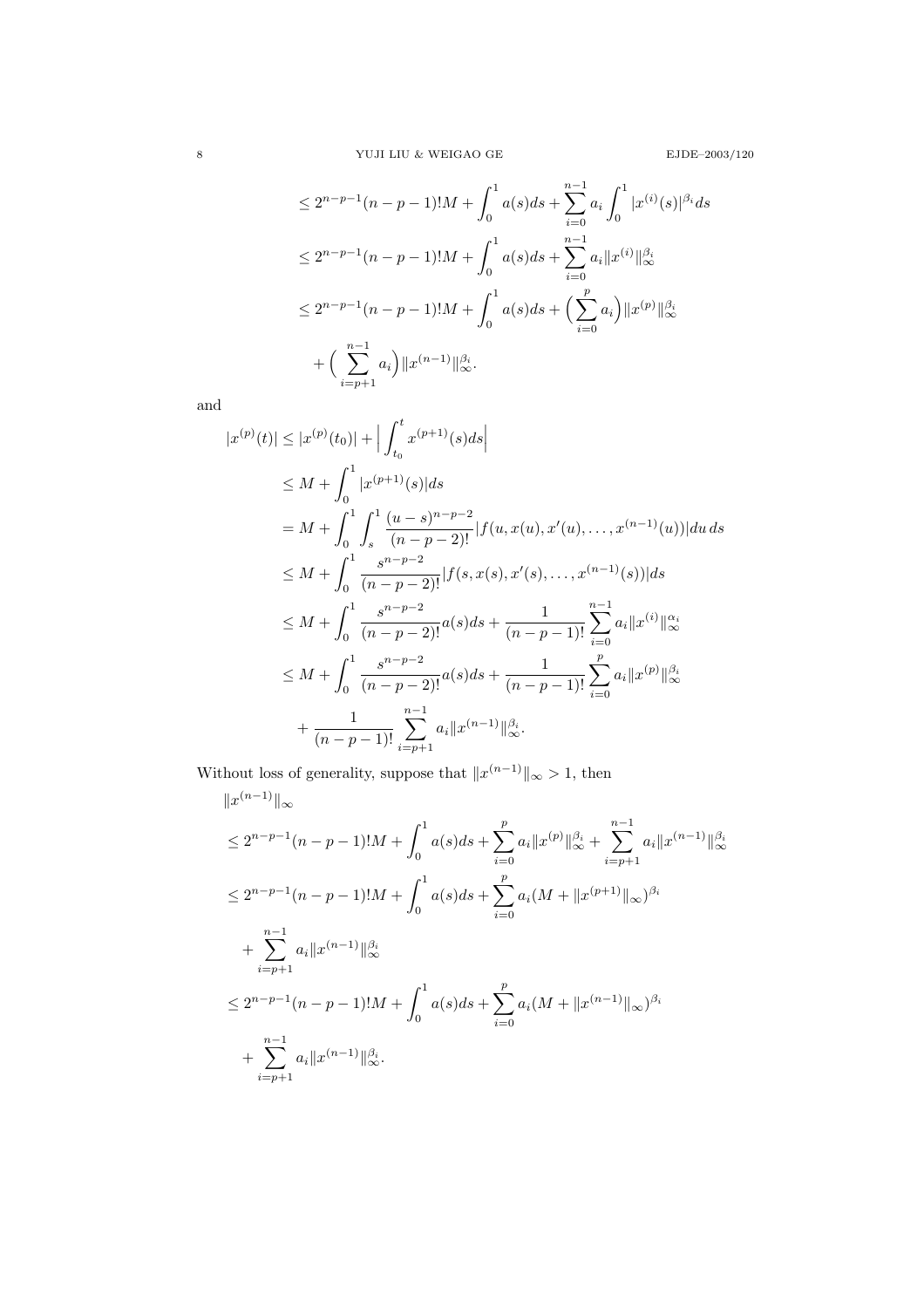$$
\begin{aligned}
&\le 2^{n-p-1}(n-p-1)!M + \int_0^1 a(s)ds + \sum_{i=0}^{n-1} a_i \int_0^1 |x^{(i)}(s)|^{\beta_i} ds \\
&\le 2^{n-p-1}(n-p-1)!M + \int_0^1 a(s)ds + \sum_{i=0}^{n-1} a_i \|x^{(i)}\|_\infty^{\beta_i} \\
&\le 2^{n-p-1}(n-p-1)!M + \int_0^1 a(s)ds + \Big(\sum_{i=0}^{p} a_i\Big)\|x^{(p)}\|_\infty^{\beta_i} \\
&\quad + \Big(\sum_{i=p+1}^{n-1} a_i\Big)\|x^{(n-1)}\|_\infty^{\beta_i}.
\end{aligned}
$$

and

$$
\begin{aligned}
|x^{(p)}(t)| &\le |x^{(p)}(t_0)| + \Big|\int_{t_0}^t x^{(p+1)}(s)ds\Big| \\
&\le M + \int_0^1 |x^{(p+1)}(s)|ds \\
&= M + \int_0^1 \int_s^1 \frac{(u-s)^{n-p-2}}{(n-p-2)!}|f(u,x(u),x'(u),\dots,x^{(n-1)}(u))|du\,ds \\
&\le M + \int_0^1 \frac{s^{n-p-2}}{(n-p-2)!}|f(s,x(s),x'(s),\dots,x^{(n-1)}(s))|ds \\
&\le M + \int_0^1 \frac{s^{n-p-2}}{(n-p-2)!}a(s)ds + \frac{1}{(n-p-1)!}\sum_{i=0}^{n-1} a_i \|x^{(i)}\|_\infty^{\alpha_i} \\
&\le M + \int_0^1 \frac{s^{n-p-2}}{(n-p-2)!}a(s)ds + \frac{1}{(n-p-1)!}\sum_{i=0}^{p} a_i \|x^{(p)}\|_\infty^{\beta_i} \\
&\quad + \frac{1}{(n-p-1)!}\sum_{i=p+1}^{n-1} a_i \|x^{(n-1)}\|_\infty^{\beta_i}.
\end{aligned}
$$

Without loss of generality, suppose that $\|x^{(n-1)}\|_\infty > 1$, then

$$
\begin{aligned}
&\|x^{(n-1)}\|_\infty \\
&\le 2^{n-p-1}(n-p-1)!M + \int_0^1 a(s)ds + \sum_{i=0}^{p} a_i \|x^{(p)}\|_\infty^{\beta_i} + \sum_{i=p+1}^{n-1} a_i \|x^{(n-1)}\|_\infty^{\beta_i} \\
&\le 2^{n-p-1}(n-p-1)!M + \int_0^1 a(s)ds + \sum_{i=0}^{p} a_i (M + \|x^{(p+1)}\|_\infty)^{\beta_i} \\
&\quad + \sum_{i=p+1}^{n-1} a_i \|x^{(n-1)}\|_\infty^{\beta_i} \\
&\le 2^{n-p-1}(n-p-1)!M + \int_0^1 a(s)ds + \sum_{i=0}^{p} a_i (M + \|x^{(n-1)}\|_\infty)^{\beta_i} \\
&\quad + \sum_{i=p+1}^{n-1} a_i \|x^{(n-1)}\|_\infty^{\beta_i}.
\end{aligned}
$$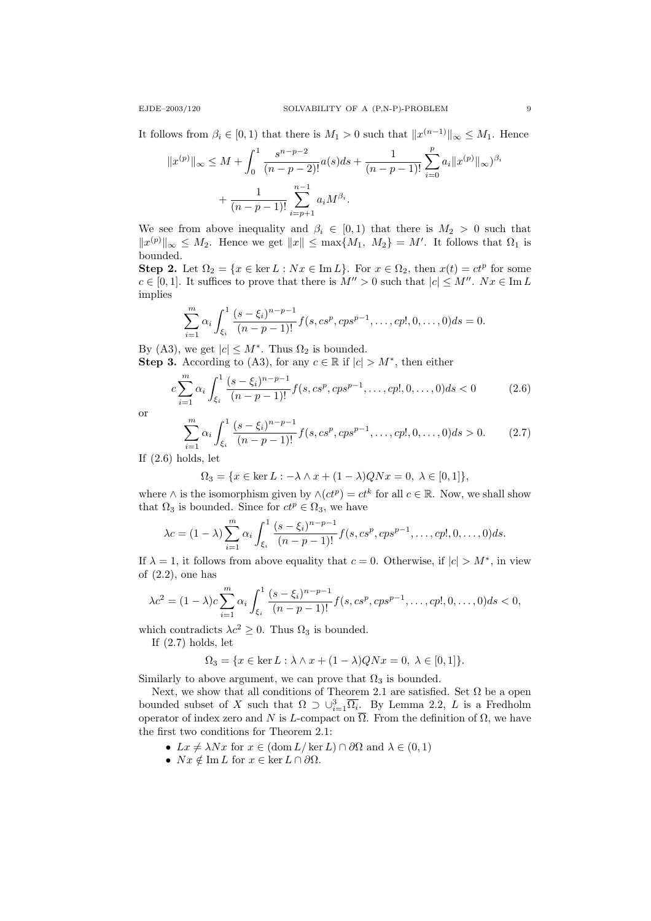It follows from $\beta_i \in [0,1)$ that there is $M_1 > 0$ such that $\|x^{(n-1)}\|_\infty \le M_1$. Hence

$$\|x^{(p)}\|_\infty \le M + \int_0^1 \frac{s^{n-p-2}}{(n-p-2)!} a(s)ds + \frac{1}{(n-p-1)!} \sum_{i=0}^{p} a_i \|x^{(p)}\|_\infty)^{\beta_i} + \frac{1}{(n-p-1)!} \sum_{i=p+1}^{n-1} a_i M^{\beta_i}.$$

We see from above inequality and $\beta_i \in [0,1)$ that there is $M_2 > 0$ such that $\|x^{(p)}\|_\infty \le M_2$. Hence we get $\|x\| \le \max\{M_1, M_2\} = M'$. It follows that $\Omega_1$ is bounded.

**Step 2.** Let $\Omega_2 = \{x \in \ker L : Nx \in \operatorname{Im} L\}$. For $x \in \Omega_2$, then $x(t) = ct^p$ for some $c \in [0,1]$. It suffices to prove that there is $M'' > 0$ such that $|c| \le M''$. $Nx \in \operatorname{Im} L$ implies

$$\sum_{i=1}^m \alpha_i \int_{\xi_i}^1 \frac{(s-\xi_i)^{n-p-1}}{(n-p-1)!} f(s, cs^p, cps^{p-1}, \dots, cp!, 0, \dots, 0)ds = 0.$$

By (A3), we get $|c| \le M^*$. Thus $\Omega_2$ is bounded.

**Step 3.** According to (A3), for any $c \in \mathbb{R}$ if $|c| > M^*$, then either

$$c\sum_{i=1}^m \alpha_i \int_{\xi_i}^1 \frac{(s-\xi_i)^{n-p-1}}{(n-p-1)!} f(s, cs^p, cps^{p-1}, \dots, cp!, 0, \dots, 0)ds < 0 \tag{2.6}$$

or

$$\sum_{i=1}^m \alpha_i \int_{\xi_i}^1 \frac{(s-\xi_i)^{n-p-1}}{(n-p-1)!} f(s, cs^p, cps^{p-1}, \dots, cp!, 0, \dots, 0)ds > 0. \tag{2.7}$$

If (2.6) holds, let

$$\Omega_3 = \{x \in \ker L : -\lambda \wedge x + (1-\lambda)QNx = 0,\ \lambda \in [0,1]\},$$

where $\wedge$ is the isomorphism given by $\wedge(ct^p) = ct^k$ for all $c \in \mathbb{R}$. Now, we shall show that $\Omega_3$ is bounded. Since for $ct^p \in \Omega_3$, we have

$$\lambda c = (1-\lambda)\sum_{i=1}^m \alpha_i \int_{\xi_i}^1 \frac{(s-\xi_i)^{n-p-1}}{(n-p-1)!} f(s, cs^p, cps^{p-1}, \dots, cp!, 0, \dots, 0)ds.$$

If $\lambda = 1$, it follows from above equality that $c = 0$. Otherwise, if $|c| > M^*$, in view of (2.2), one has

$$\lambda c^2 = (1-\lambda)c\sum_{i=1}^m \alpha_i \int_{\xi_i}^1 \frac{(s-\xi_i)^{n-p-1}}{(n-p-1)!} f(s, cs^p, cps^{p-1}, \dots, cp!, 0, \dots, 0)ds < 0,$$

which contradicts $\lambda c^2 \ge 0$. Thus $\Omega_3$ is bounded.

If (2.7) holds, let

$$\Omega_3 = \{x \in \ker L : \lambda \wedge x + (1-\lambda)QNx = 0,\ \lambda \in [0,1]\}.$$

Similarly to above argument, we can prove that $\Omega_3$ is bounded.

Next, we show that all conditions of Theorem 2.1 are satisfied. Set $\Omega$ be a open bounded subset of $X$ such that $\Omega \supset \cup_{i=1}^3 \overline{\Omega_i}$. By Lemma 2.2, $L$ is a Fredholm operator of index zero and $N$ is $L$-compact on $\overline{\Omega}$. From the definition of $\Omega$, we have the first two conditions for Theorem 2.1:

- $Lx \ne \lambda Nx$ for $x \in (\operatorname{dom} L / \ker L) \cap \partial\Omega$ and $\lambda \in (0,1)$
- $Nx \notin \operatorname{Im} L$ for $x \in \ker L \cap \partial\Omega$.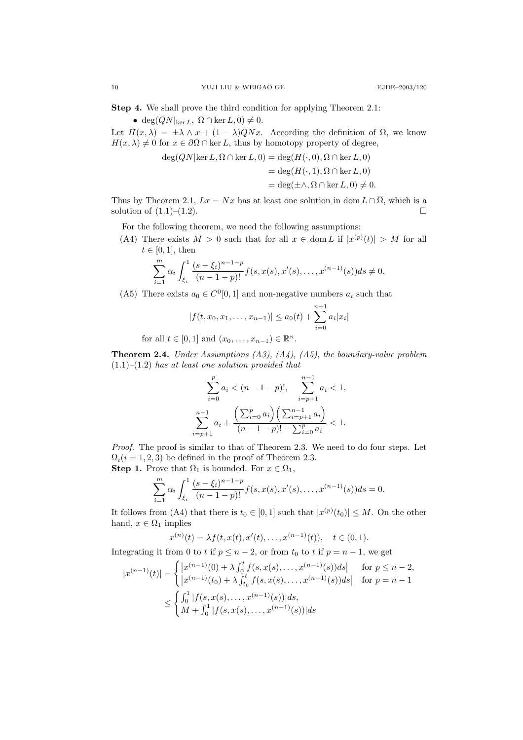**Step 4.** We shall prove the third condition for applying Theorem 2.1:

- $\deg(QN|_{\ker L},\ \Omega \cap \ker L, 0) \neq 0$.

Let $H(x,\lambda) = \pm\lambda \wedge x + (1-\lambda)QNx$. According the definition of $\Omega$, we know $H(x,\lambda) \neq 0$ for $x \in \partial\Omega \cap \ker L$, thus by homotopy property of degree,

$$\begin{aligned}
\deg(QN|\ker L, \Omega \cap \ker L, 0) &= \deg(H(\cdot,0), \Omega \cap \ker L, 0) \\
&= \deg(H(\cdot,1), \Omega \cap \ker L, 0) \\
&= \deg(\pm\wedge, \Omega \cap \ker L, 0) \neq 0.
\end{aligned}$$

Thus by Theorem 2.1, $Lx = Nx$ has at least one solution in $\operatorname{dom} L \cap \overline{\Omega}$, which is a solution of (1.1)–(1.2). $\square$

For the following theorem, we need the following assumptions:

(A4) There exists $M > 0$ such that for all $x \in \operatorname{dom} L$ if $|x^{(p)}(t)| > M$ for all $t \in [0,1]$, then
$$\sum_{i=1}^{m} \alpha_i \int_{\xi_i}^{1} \frac{(s-\xi_i)^{n-1-p}}{(n-1-p)!} f(s, x(s), x'(s), \dots, x^{(n-1)}(s))ds \neq 0.$$

(A5) There exists $a_0 \in C^0[0,1]$ and non-negative numbers $a_i$ such that
$$|f(t, x_0, x_1, \dots, x_{n-1})| \le a_0(t) + \sum_{i=0}^{n-1} a_i |x_i|$$
for all $t \in [0,1]$ and $(x_0, \dots, x_{n-1}) \in \mathbb{R}^n$.

**Theorem 2.4.** *Under Assumptions (A3), (A4), (A5), the boundary-value problem (1.1)–(1.2) has at least one solution provided that*

$$\sum_{i=0}^{p} a_i < (n-1-p)!, \quad \sum_{i=p+1}^{n-1} a_i < 1,$$
$$\sum_{i=p+1}^{n-1} a_i + \frac{\left(\sum_{i=0}^{p} a_i\right)\left(\sum_{i=p+1}^{n-1} a_i\right)}{(n-1-p)! - \sum_{i=0}^{p} a_i} < 1.$$

*Proof.* The proof is similar to that of Theorem 2.3. We need to do four steps. Let $\Omega_i (i = 1,2,3)$ be defined in the proof of Theorem 2.3.

**Step 1.** Prove that $\Omega_1$ is bounded. For $x \in \Omega_1$,

$$\sum_{i=1}^{m} \alpha_i \int_{\xi_i}^{1} \frac{(s-\xi_i)^{n-1-p}}{(n-1-p)!} f(s, x(s), x'(s), \dots, x^{(n-1)}(s))ds = 0.$$

It follows from (A4) that there is $t_0 \in [0,1]$ such that $|x^{(p)}(t_0)| \le M$. On the other hand, $x \in \Omega_1$ implies

$$x^{(n)}(t) = \lambda f(t, x(t), x'(t), \dots, x^{(n-1)}(t)), \quad t \in (0,1).$$

Integrating it from 0 to $t$ if $p \le n-2$, or from $t_0$ to $t$ if $p = n-1$, we get

$$\begin{aligned}
|x^{(n-1)}(t)| &= \begin{cases} \left|x^{(n-1)}(0) + \lambda \int_0^t f(s, x(s), \dots, x^{(n-1)}(s))ds\right| & \text{for } p \le n-2, \\ \left|x^{(n-1)}(t_0) + \lambda \int_{t_0}^t f(s, x(s), \dots, x^{(n-1)}(s))ds\right| & \text{for } p = n-1 \end{cases} \\
&\le \begin{cases} \int_0^1 |f(s, x(s), \dots, x^{(n-1)}(s))|ds, \\ M + \int_0^1 |f(s, x(s), \dots, x^{(n-1)}(s))|ds \end{cases}
\end{aligned}$$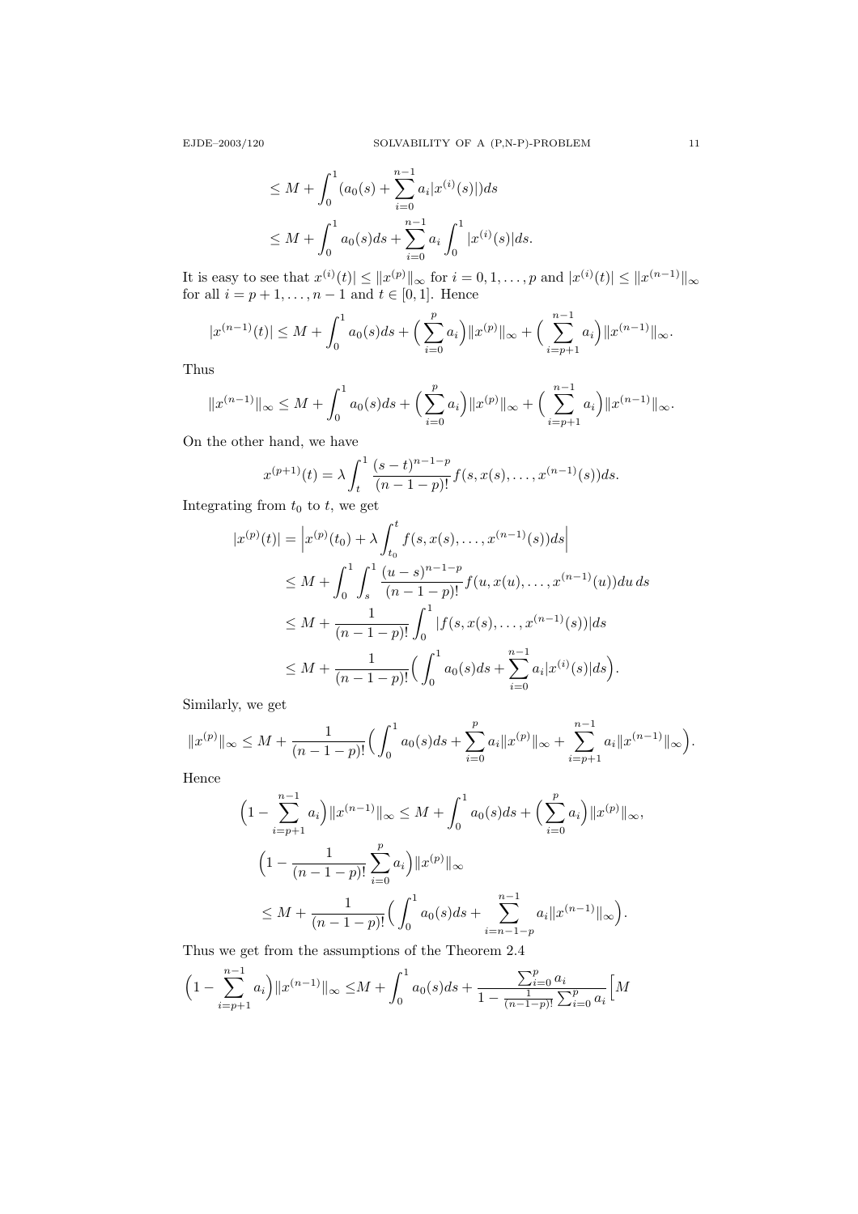$$
\begin{aligned}
&\leq M + \int_0^1 (a_0(s) + \sum_{i=0}^{n-1} a_i |x^{(i)}(s)|) ds \\
&\leq M + \int_0^1 a_0(s) ds + \sum_{i=0}^{n-1} a_i \int_0^1 |x^{(i)}(s)| ds.
\end{aligned}
$$

It is easy to see that $x^{(i)}(t)| \leq \|x^{(p)}\|_\infty$ for $i = 0, 1, \dots, p$ and $|x^{(i)}(t)| \leq \|x^{(n-1)}\|_\infty$ for all $i = p+1, \dots, n-1$ and $t \in [0, 1]$. Hence

$$
|x^{(n-1)}(t)| \leq M + \int_0^1 a_0(s) ds + \Big( \sum_{i=0}^{p} a_i \Big) \|x^{(p)}\|_\infty + \Big( \sum_{i=p+1}^{n-1} a_i \Big) \|x^{(n-1)}\|_\infty.
$$

Thus

$$
\|x^{(n-1)}\|_\infty \leq M + \int_0^1 a_0(s) ds + \Big( \sum_{i=0}^{p} a_i \Big) \|x^{(p)}\|_\infty + \Big( \sum_{i=p+1}^{n-1} a_i \Big) \|x^{(n-1)}\|_\infty.
$$

On the other hand, we have

$$
x^{(p+1)}(t) = \lambda \int_t^1 \frac{(s-t)^{n-1-p}}{(n-1-p)!} f(s, x(s), \dots, x^{(n-1)}(s)) ds.
$$

Integrating from $t_0$ to $t$, we get

$$
\begin{aligned}
|x^{(p)}(t)| &= \Big| x^{(p)}(t_0) + \lambda \int_{t_0}^t f(s, x(s), \dots, x^{(n-1)}(s)) ds \Big| \\
&\leq M + \int_0^1 \int_s^1 \frac{(u-s)^{n-1-p}}{(n-1-p)!} f(u, x(u), \dots, x^{(n-1)}(u)) du\, ds \\
&\leq M + \frac{1}{(n-1-p)!} \int_0^1 |f(s, x(s), \dots, x^{(n-1)}(s))| ds \\
&\leq M + \frac{1}{(n-1-p)!} \Big( \int_0^1 a_0(s) ds + \sum_{i=0}^{n-1} a_i |x^{(i)}(s)| ds \Big).
\end{aligned}
$$

Similarly, we get

$$
\|x^{(p)}\|_\infty \leq M + \frac{1}{(n-1-p)!} \Big( \int_0^1 a_0(s) ds + \sum_{i=0}^{p} a_i \|x^{(p)}\|_\infty + \sum_{i=p+1}^{n-1} a_i \|x^{(n-1)}\|_\infty \Big).
$$

Hence

$$
\begin{aligned}
&\Big(1 - \sum_{i=p+1}^{n-1} a_i \Big) \|x^{(n-1)}\|_\infty \leq M + \int_0^1 a_0(s) ds + \Big( \sum_{i=0}^{p} a_i \Big) \|x^{(p)}\|_\infty, \\
&\Big(1 - \frac{1}{(n-1-p)!} \sum_{i=0}^{p} a_i \Big) \|x^{(p)}\|_\infty \\
&\leq M + \frac{1}{(n-1-p)!} \Big( \int_0^1 a_0(s) ds + \sum_{i=n-1-p}^{n-1} a_i \|x^{(n-1)}\|_\infty \Big).
\end{aligned}
$$

Thus we get from the assumptions of the Theorem 2.4

$$
\Big(1 - \sum_{i=p+1}^{n-1} a_i \Big) \|x^{(n-1)}\|_\infty \leq M + \int_0^1 a_0(s) ds + \frac{\sum_{i=0}^{p} a_i}{1 - \frac{1}{(n-1-p)!} \sum_{i=0}^{p} a_i} \Big[ M
$$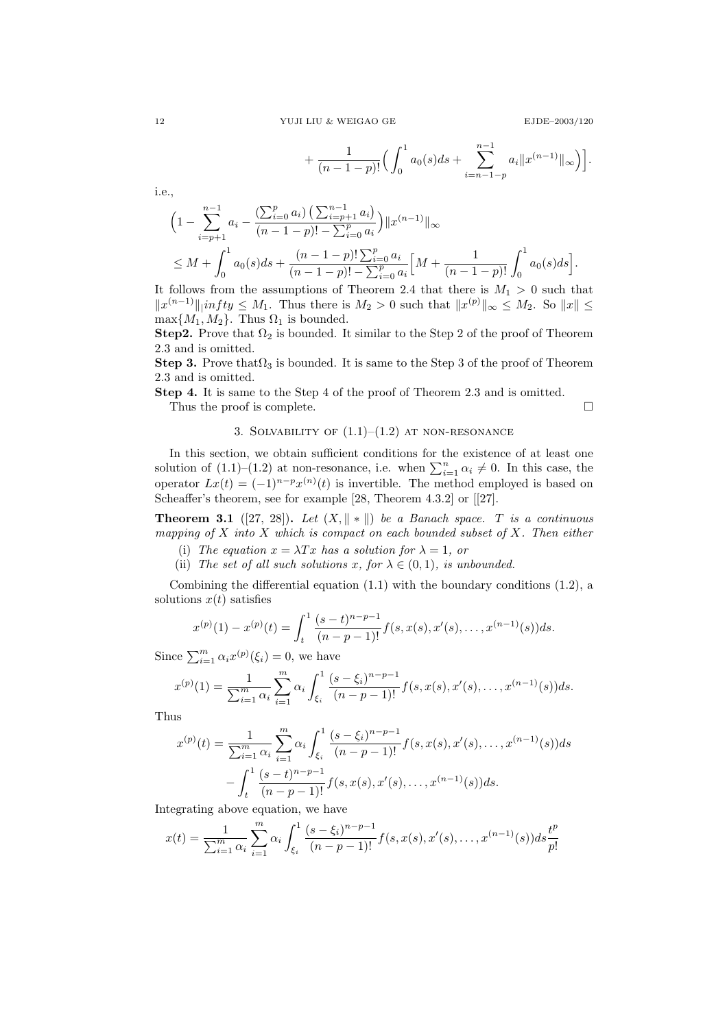$$+\frac{1}{(n-1-p)!}\Big(\int_0^1 a_0(s)ds+\sum_{i=n-1-p}^{n-1}a_i\|x^{(n-1)}\|_\infty\Big)\Big].$$

i.e.,

$$\Big(1-\sum_{i=p+1}^{n-1}a_i-\frac{(\sum_{i=0}^{p}a_i)\big(\sum_{i=p+1}^{n-1}a_i\big)}{(n-1-p)!-\sum_{i=0}^{p}a_i}\Big)\|x^{(n-1)}\|_\infty$$
$$\le M+\int_0^1 a_0(s)ds+\frac{(n-1-p)!\sum_{i=0}^{p}a_i}{(n-1-p)!-\sum_{i=0}^{p}a_i}\Big[M+\frac{1}{(n-1-p)!}\int_0^1 a_0(s)ds\Big].$$

It follows from the assumptions of Theorem 2.4 that there is $M_1>0$ such that $\|x^{(n-1)}\|_|infty\le M_1$. Thus there is $M_2>0$ such that $\|x^{(p)}\|_\infty\le M_2$. So $\|x\|\le\max\{M_1,M_2\}$. Thus $\Omega_1$ is bounded.

**Step2.** Prove that $\Omega_2$ is bounded. It similar to the Step 2 of the proof of Theorem 2.3 and is omitted.

**Step 3.** Prove that$\Omega_3$ is bounded. It is same to the Step 3 of the proof of Theorem 2.3 and is omitted.

**Step 4.** It is same to the Step 4 of the proof of Theorem 2.3 and is omitted.

Thus the proof is complete. $\square$

## 3. Solvability of (1.1)–(1.2) at non-resonance

In this section, we obtain sufficient conditions for the existence of at least one solution of (1.1)–(1.2) at non-resonance, i.e. when $\sum_{i=1}^{n}\alpha_i\neq 0$. In this case, the operator $Lx(t)=(-1)^{n-p}x^{(n)}(t)$ is invertible. The method employed is based on Scheaffer's theorem, see for example [28, Theorem 4.3.2] or [[27].

**Theorem 3.1** ([27, 28]). *Let $(X,\|*\|)$ be a Banach space. $T$ is a continuous mapping of $X$ into $X$ which is compact on each bounded subset of $X$. Then either*

(i) *The equation $x=\lambda Tx$ has a solution for $\lambda=1$, or*

(ii) *The set of all such solutions $x$, for $\lambda\in(0,1)$, is unbounded.*

Combining the differential equation (1.1) with the boundary conditions (1.2), a solutions $x(t)$ satisfies

$$x^{(p)}(1)-x^{(p)}(t)=\int_t^1\frac{(s-t)^{n-p-1}}{(n-p-1)!}f(s,x(s),x'(s),\dots,x^{(n-1)}(s))ds.$$

Since $\sum_{i=1}^{m}\alpha_i x^{(p)}(\xi_i)=0$, we have

$$x^{(p)}(1)=\frac{1}{\sum_{i=1}^{m}\alpha_i}\sum_{i=1}^{m}\alpha_i\int_{\xi_i}^1\frac{(s-\xi_i)^{n-p-1}}{(n-p-1)!}f(s,x(s),x'(s),\dots,x^{(n-1)}(s))ds.$$

Thus

$$x^{(p)}(t)=\frac{1}{\sum_{i=1}^{m}\alpha_i}\sum_{i=1}^{m}\alpha_i\int_{\xi_i}^1\frac{(s-\xi_i)^{n-p-1}}{(n-p-1)!}f(s,x(s),x'(s),\dots,x^{(n-1)}(s))ds$$
$$-\int_t^1\frac{(s-t)^{n-p-1}}{(n-p-1)!}f(s,x(s),x'(s),\dots,x^{(n-1)}(s))ds.$$

Integrating above equation, we have

$$x(t)=\frac{1}{\sum_{i=1}^{m}\alpha_i}\sum_{i=1}^{m}\alpha_i\int_{\xi_i}^1\frac{(s-\xi_i)^{n-p-1}}{(n-p-1)!}f(s,x(s),x'(s),\dots,x^{(n-1)}(s))ds\frac{t^p}{p!}$$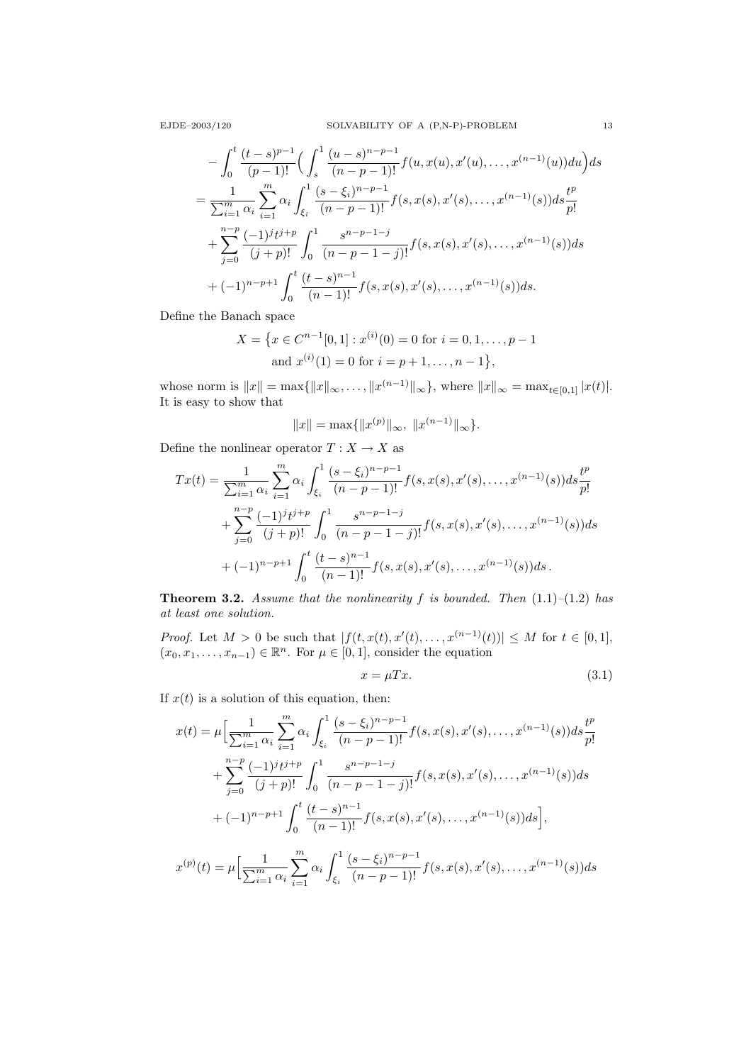$$
\begin{aligned}
&- \int_0^t \frac{(t-s)^{p-1}}{(p-1)!}\Big(\int_s^1 \frac{(u-s)^{n-p-1}}{(n-p-1)!} f(u, x(u), x'(u), \dots, x^{(n-1)}(u))du\Big)ds \\
&= \frac{1}{\sum_{i=1}^m \alpha_i} \sum_{i=1}^m \alpha_i \int_{\xi_i}^1 \frac{(s-\xi_i)^{n-p-1}}{(n-p-1)!} f(s, x(s), x'(s), \dots, x^{(n-1)}(s))ds \frac{t^p}{p!} \\
&\quad + \sum_{j=0}^{n-p} \frac{(-1)^j t^{j+p}}{(j+p)!} \int_0^1 \frac{s^{n-p-1-j}}{(n-p-1-j)!} f(s, x(s), x'(s), \dots, x^{(n-1)}(s))ds \\
&\quad + (-1)^{n-p+1} \int_0^t \frac{(t-s)^{n-1}}{(n-1)!} f(s, x(s), x'(s), \dots, x^{(n-1)}(s))ds.
\end{aligned}
$$

Define the Banach space

$$
\begin{aligned}
X = \big\{ x \in C^{n-1}[0,1] : x^{(i)}(0) = 0 \text{ for } i = 0, 1, \dots, p-1 \\
\text{and } x^{(i)}(1) = 0 \text{ for } i = p+1, \dots, n-1 \big\},
\end{aligned}
$$

whose norm is $\|x\| = \max\{\|x\|_\infty, \dots, \|x^{(n-1)}\|_\infty\}$, where $\|x\|_\infty = \max_{t\in[0,1]} |x(t)|$. It is easy to show that

$$
\|x\| = \max\{\|x^{(p)}\|_\infty, \ \|x^{(n-1)}\|_\infty\}.
$$

Define the nonlinear operator $T : X \to X$ as

$$
\begin{aligned}
Tx(t) &= \frac{1}{\sum_{i=1}^m \alpha_i} \sum_{i=1}^m \alpha_i \int_{\xi_i}^1 \frac{(s-\xi_i)^{n-p-1}}{(n-p-1)!} f(s, x(s), x'(s), \dots, x^{(n-1)}(s))ds \frac{t^p}{p!} \\
&\quad + \sum_{j=0}^{n-p} \frac{(-1)^j t^{j+p}}{(j+p)!} \int_0^1 \frac{s^{n-p-1-j}}{(n-p-1-j)!} f(s, x(s), x'(s), \dots, x^{(n-1)}(s))ds \\
&\quad + (-1)^{n-p+1} \int_0^t \frac{(t-s)^{n-1}}{(n-1)!} f(s, x(s), x'(s), \dots, x^{(n-1)}(s))ds\,.
\end{aligned}
$$

**Theorem 3.2.** *Assume that the nonlinearity $f$ is bounded. Then (1.1)–(1.2) has at least one solution.*

*Proof.* Let $M > 0$ be such that $|f(t, x(t), x'(t), \dots, x^{(n-1)}(t))| \le M$ for $t \in [0,1]$, $(x_0, x_1, \dots, x_{n-1}) \in \mathbb{R}^n$. For $\mu \in [0,1]$, consider the equation

$$
x = \mu T x. \tag{3.1}
$$

If $x(t)$ is a solution of this equation, then:

$$
\begin{aligned}
x(t) &= \mu\Big[\frac{1}{\sum_{i=1}^m \alpha_i} \sum_{i=1}^m \alpha_i \int_{\xi_i}^1 \frac{(s-\xi_i)^{n-p-1}}{(n-p-1)!} f(s, x(s), x'(s), \dots, x^{(n-1)}(s))ds \frac{t^p}{p!} \\
&\quad + \sum_{j=0}^{n-p} \frac{(-1)^j t^{j+p}}{(j+p)!} \int_0^1 \frac{s^{n-p-1-j}}{(n-p-1-j)!} f(s, x(s), x'(s), \dots, x^{(n-1)}(s))ds \\
&\quad + (-1)^{n-p+1} \int_0^t \frac{(t-s)^{n-1}}{(n-1)!} f(s, x(s), x'(s), \dots, x^{(n-1)}(s))ds\Big],
\end{aligned}
$$

$$
x^{(p)}(t) = \mu\Big[\frac{1}{\sum_{i=1}^m \alpha_i} \sum_{i=1}^m \alpha_i \int_{\xi_i}^1 \frac{(s-\xi_i)^{n-p-1}}{(n-p-1)!} f(s, x(s), x'(s), \dots, x^{(n-1)}(s))ds
$$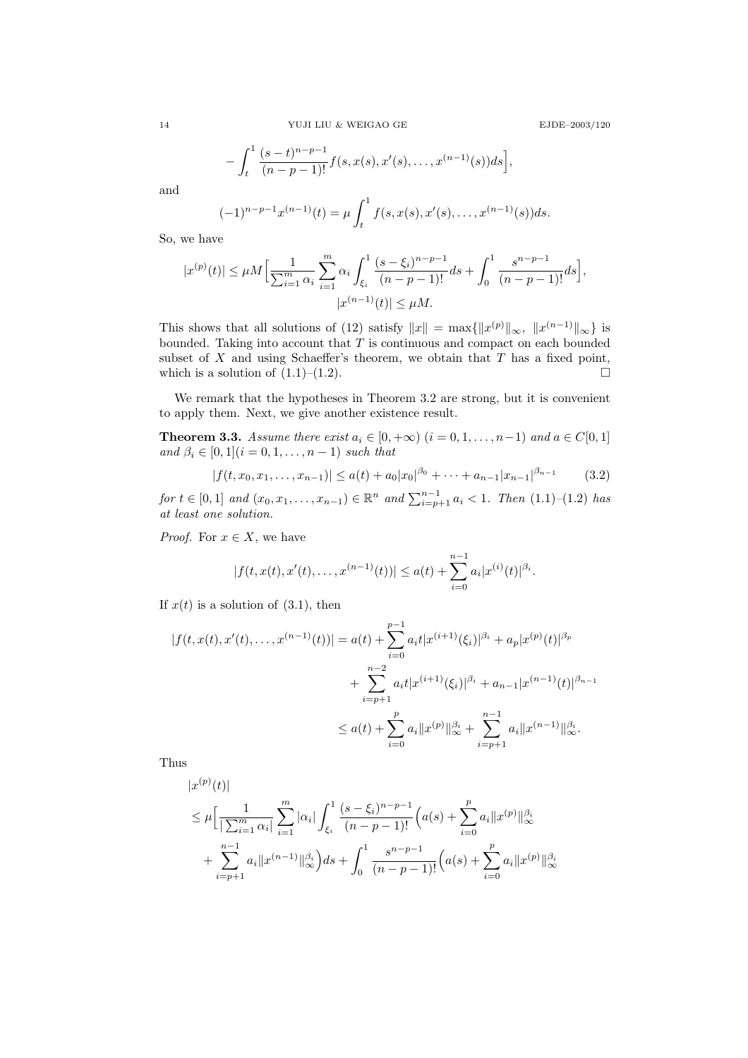$$
- \int_t^1 \frac{(s-t)^{n-p-1}}{(n-p-1)!} f(s, x(s), x'(s), \dots, x^{(n-1)}(s)) ds \Big],
$$

and

$$
(-1)^{n-p-1} x^{(n-1)}(t) = \mu \int_t^1 f(s, x(s), x'(s), \dots, x^{(n-1)}(s)) ds.
$$

So, we have

$$
|x^{(p)}(t)| \le \mu M \Big[ \frac{1}{\sum_{i=1}^m \alpha_i} \sum_{i=1}^m \alpha_i \int_{\xi_i}^1 \frac{(s-\xi_i)^{n-p-1}}{(n-p-1)!} ds + \int_0^1 \frac{s^{n-p-1}}{(n-p-1)!} ds \Big],
$$

$$
|x^{(n-1)}(t)| \le \mu M.
$$

This shows that all solutions of (12) satisfy $\|x\| = \max\{\|x^{(p)}\|_\infty, \ \|x^{(n-1)}\|_\infty\}$ is bounded. Taking into account that $T$ is continuous and compact on each bounded subset of $X$ and using Schaeffer's theorem, we obtain that $T$ has a fixed point, which is a solution of (1.1)–(1.2). □

We remark that the hypotheses in Theorem 3.2 are strong, but it is convenient to apply them. Next, we give another existence result.

**Theorem 3.3.** *Assume there exist $a_i \in [0, +\infty)$ $(i = 0, 1, \dots, n-1)$ and $a \in C[0, 1]$ and $\beta_i \in [0, 1] (i = 0, 1, \dots, n-1)$ such that*

$$
|f(t, x_0, x_1, \dots, x_{n-1})| \le a(t) + a_0 |x_0|^{\beta_0} + \dots + a_{n-1} |x_{n-1}|^{\beta_{n-1}} \tag{3.2}
$$

*for $t \in [0, 1]$ and $(x_0, x_1, \dots, x_{n-1}) \in \mathbb{R}^n$ and $\sum_{i=p+1}^{n-1} a_i < 1$. Then (1.1)–(1.2) has at least one solution.*

*Proof.* For $x \in X$, we have

$$
|f(t, x(t), x'(t), \dots, x^{(n-1)}(t))| \le a(t) + \sum_{i=0}^{n-1} a_i |x^{(i)}(t)|^{\beta_i}.
$$

If $x(t)$ is a solution of (3.1), then

$$
\begin{aligned}
|f(t, x(t), x'(t), \dots, x^{(n-1)}(t))| &= a(t) + \sum_{i=0}^{p-1} a_i t |x^{(i+1)}(\xi_i)|^{\beta_i} + a_p |x^{(p)}(t)|^{\beta_p} \\
&\quad + \sum_{i=p+1}^{n-2} a_i t |x^{(i+1)}(\xi_i)|^{\beta_i} + a_{n-1} |x^{(n-1)}(t)|^{\beta_{n-1}} \\
&\le a(t) + \sum_{i=0}^{p} a_i \|x^{(p)}\|_\infty^{\beta_i} + \sum_{i=p+1}^{n-1} a_i \|x^{(n-1)}\|_\infty^{\beta_i}.
\end{aligned}
$$

Thus

$$
\begin{aligned}
&|x^{(p)}(t)| \\
&\le \mu \Big[ \frac{1}{|\sum_{i=1}^m \alpha_i|} \sum_{i=1}^m |\alpha_i| \int_{\xi_i}^1 \frac{(s-\xi_i)^{n-p-1}}{(n-p-1)!} \Big( a(s) + \sum_{i=0}^{p} a_i \|x^{(p)}\|_\infty^{\beta_i} \\
&\quad + \sum_{i=p+1}^{n-1} a_i \|x^{(n-1)}\|_\infty^{\beta_i} \Big) ds + \int_0^1 \frac{s^{n-p-1}}{(n-p-1)!} \Big( a(s) + \sum_{i=0}^{p} a_i \|x^{(p)}\|_\infty^{\beta_i}
\end{aligned}
$$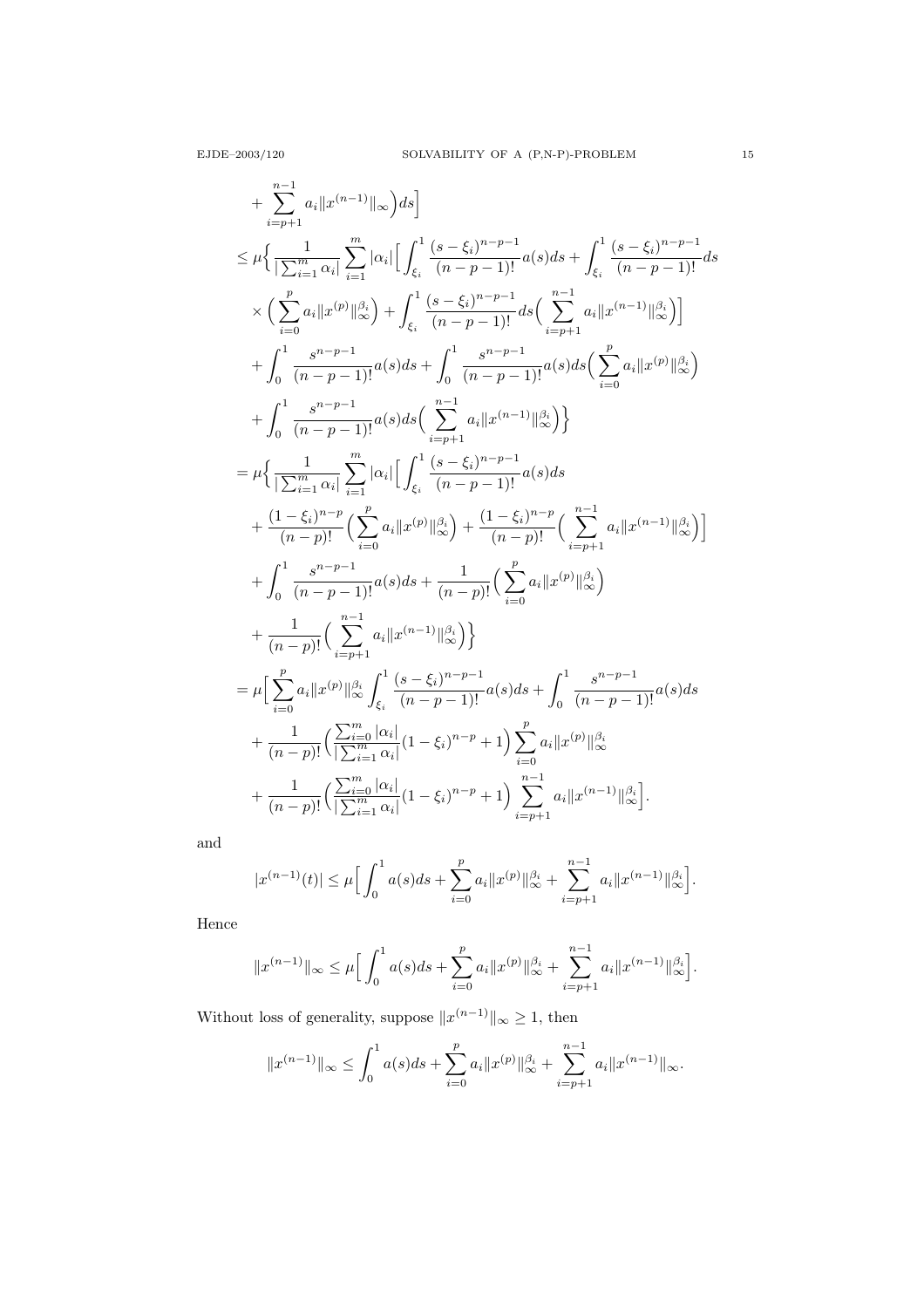$$
\begin{aligned}
&+ \sum_{i=p+1}^{n-1} a_i \|x^{(n-1)}\|_\infty\Big)ds\Big] \\
&\le \mu\Big\{ \frac{1}{|\sum_{i=1}^m \alpha_i|} \sum_{i=1}^m |\alpha_i| \Big[ \int_{\xi_i}^1 \frac{(s-\xi_i)^{n-p-1}}{(n-p-1)!} a(s)ds + \int_{\xi_i}^1 \frac{(s-\xi_i)^{n-p-1}}{(n-p-1)!} ds \\
&\quad \times \Big( \sum_{i=0}^p a_i \|x^{(p)}\|_\infty^{\beta_i} \Big) + \int_{\xi_i}^1 \frac{(s-\xi_i)^{n-p-1}}{(n-p-1)!} ds \Big( \sum_{i=p+1}^{n-1} a_i \|x^{(n-1)}\|_\infty^{\beta_i} \Big) \Big] \\
&\quad + \int_0^1 \frac{s^{n-p-1}}{(n-p-1)!} a(s)ds + \int_0^1 \frac{s^{n-p-1}}{(n-p-1)!} a(s)ds \Big( \sum_{i=0}^p a_i \|x^{(p)}\|_\infty^{\beta_i} \Big) \\
&\quad + \int_0^1 \frac{s^{n-p-1}}{(n-p-1)!} a(s)ds \Big( \sum_{i=p+1}^{n-1} a_i \|x^{(n-1)}\|_\infty^{\beta_i} \Big) \Big\} \\
&= \mu\Big\{ \frac{1}{|\sum_{i=1}^m \alpha_i|} \sum_{i=1}^m |\alpha_i| \Big[ \int_{\xi_i}^1 \frac{(s-\xi_i)^{n-p-1}}{(n-p-1)!} a(s)ds \\
&\quad + \frac{(1-\xi_i)^{n-p}}{(n-p)!} \Big( \sum_{i=0}^p a_i \|x^{(p)}\|_\infty^{\beta_i} \Big) + \frac{(1-\xi_i)^{n-p}}{(n-p)!} \Big( \sum_{i=p+1}^{n-1} a_i \|x^{(n-1)}\|_\infty^{\beta_i} \Big) \Big] \\
&\quad + \int_0^1 \frac{s^{n-p-1}}{(n-p-1)!} a(s)ds + \frac{1}{(n-p)!} \Big( \sum_{i=0}^p a_i \|x^{(p)}\|_\infty^{\beta_i} \Big) \\
&\quad + \frac{1}{(n-p)!} \Big( \sum_{i=p+1}^{n-1} a_i \|x^{(n-1)}\|_\infty^{\beta_i} \Big) \Big\} \\
&= \mu\Big[ \sum_{i=0}^p a_i \|x^{(p)}\|_\infty^{\beta_i} \int_{\xi_i}^1 \frac{(s-\xi_i)^{n-p-1}}{(n-p-1)!} a(s)ds + \int_0^1 \frac{s^{n-p-1}}{(n-p-1)!} a(s)ds \\
&\quad + \frac{1}{(n-p)!} \Big( \frac{\sum_{i=0}^m |\alpha_i|}{|\sum_{i=1}^m \alpha_i|} (1-\xi_i)^{n-p} + 1 \Big) \sum_{i=0}^p a_i \|x^{(p)}\|_\infty^{\beta_i} \\
&\quad + \frac{1}{(n-p)!} \Big( \frac{\sum_{i=0}^m |\alpha_i|}{|\sum_{i=1}^m \alpha_i|} (1-\xi_i)^{n-p} + 1 \Big) \sum_{i=p+1}^{n-1} a_i \|x^{(n-1)}\|_\infty^{\beta_i} \Big].
\end{aligned}
$$

and

$$
|x^{(n-1)}(t)| \le \mu\Big[ \int_0^1 a(s)ds + \sum_{i=0}^p a_i \|x^{(p)}\|_\infty^{\beta_i} + \sum_{i=p+1}^{n-1} a_i \|x^{(n-1)}\|_\infty^{\beta_i} \Big].
$$

Hence

$$
\|x^{(n-1)}\|_\infty \le \mu\Big[ \int_0^1 a(s)ds + \sum_{i=0}^p a_i \|x^{(p)}\|_\infty^{\beta_i} + \sum_{i=p+1}^{n-1} a_i \|x^{(n-1)}\|_\infty^{\beta_i} \Big].
$$

Without loss of generality, suppose $\|x^{(n-1)}\|_\infty \ge 1$, then

$$
\|x^{(n-1)}\|_\infty \le \int_0^1 a(s)ds + \sum_{i=0}^p a_i \|x^{(p)}\|_\infty^{\beta_i} + \sum_{i=p+1}^{n-1} a_i \|x^{(n-1)}\|_\infty.
$$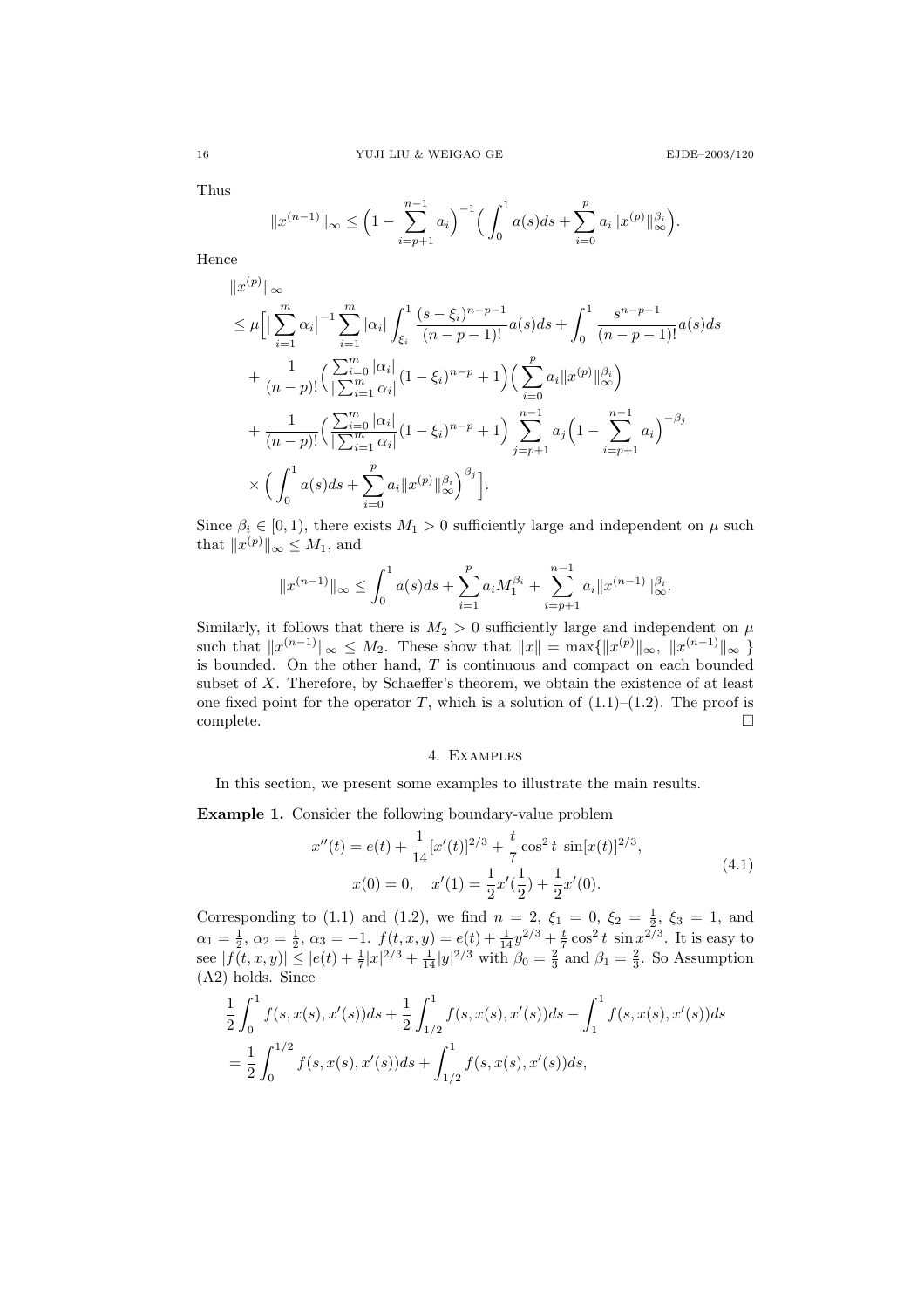Thus

$$\|x^{(n-1)}\|_\infty \le \Big(1-\sum_{i=p+1}^{n-1} a_i\Big)^{-1}\Big(\int_0^1 a(s)ds+\sum_{i=0}^{p} a_i\|x^{(p)}\|_\infty^{\beta_i}\Big).$$

Hence

$$\begin{aligned}
&\|x^{(p)}\|_\infty\\
&\le \mu\Big[\big|\sum_{i=1}^{m}\alpha_i\big|^{-1}\sum_{i=1}^{m}|\alpha_i|\int_{\xi_i}^{1}\frac{(s-\xi_i)^{n-p-1}}{(n-p-1)!}a(s)ds+\int_0^1\frac{s^{n-p-1}}{(n-p-1)!}a(s)ds\\
&\quad+\frac{1}{(n-p)!}\Big(\frac{\sum_{i=0}^{m}|\alpha_i|}{|\sum_{i=1}^{m}\alpha_i|}(1-\xi_i)^{n-p}+1\Big)\Big(\sum_{i=0}^{p}a_i\|x^{(p)}\|_\infty^{\beta_i}\Big)\\
&\quad+\frac{1}{(n-p)!}\Big(\frac{\sum_{i=0}^{m}|\alpha_i|}{|\sum_{i=1}^{m}\alpha_i|}(1-\xi_i)^{n-p}+1\Big)\sum_{j=p+1}^{n-1}a_j\Big(1-\sum_{i=p+1}^{n-1}a_i\Big)^{-\beta_j}\\
&\quad\times\Big(\int_0^1 a(s)ds+\sum_{i=0}^{p}a_i\|x^{(p)}\|_\infty^{\beta_i}\Big)^{\beta_j}\Big].
\end{aligned}$$

Since $\beta_i\in[0,1)$, there exists $M_1>0$ sufficiently large and independent on $\mu$ such that $\|x^{(p)}\|_\infty\le M_1$, and

$$\|x^{(n-1)}\|_\infty\le\int_0^1 a(s)ds+\sum_{i=1}^{p}a_iM_1^{\beta_i}+\sum_{i=p+1}^{n-1}a_i\|x^{(n-1)}\|_\infty^{\beta_i}.$$

Similarly, it follows that there is $M_2>0$ sufficiently large and independent on $\mu$ such that $\|x^{(n-1)}\|_\infty\le M_2$. These show that $\|x\|=\max\{\|x^{(p)}\|_\infty,\ \|x^{(n-1)}\|_\infty\ \}$ is bounded. On the other hand, $T$ is continuous and compact on each bounded subset of $X$. Therefore, by Schaeffer's theorem, we obtain the existence of at least one fixed point for the operator $T$, which is a solution of (1.1)–(1.2). The proof is complete. $\square$

## 4. Examples

In this section, we present some examples to illustrate the main results.

**Example 1.** Consider the following boundary-value problem

$$\begin{gathered}
x''(t)=e(t)+\frac{1}{14}[x'(t)]^{2/3}+\frac{t}{7}\cos^2 t\ \sin[x(t)]^{2/3},\\
x(0)=0,\quad x'(1)=\frac12x'(\frac12)+\frac12x'(0).
\end{gathered}\tag{4.1}$$

Corresponding to (1.1) and (1.2), we find $n=2$, $\xi_1=0$, $\xi_2=\frac12$, $\xi_3=1$, and $\alpha_1=\frac12$, $\alpha_2=\frac12$, $\alpha_3=-1$. $f(t,x,y)=e(t)+\frac{1}{14}y^{2/3}+\frac{t}{7}\cos^2 t\ \sin x^{2/3}$. It is easy to see $|f(t,x,y)|\le|e(t)+\frac17|x|^{2/3}+\frac{1}{14}|y|^{2/3}$ with $\beta_0=\frac23$ and $\beta_1=\frac23$. So Assumption (A2) holds. Since

$$\begin{aligned}
&\frac12\int_0^1 f(s,x(s),x'(s))ds+\frac12\int_{1/2}^1 f(s,x(s),x'(s))ds-\int_1^1 f(s,x(s),x'(s))ds\\
&=\frac12\int_0^{1/2} f(s,x(s),x'(s))ds+\int_{1/2}^1 f(s,x(s),x'(s))ds,
\end{aligned}$$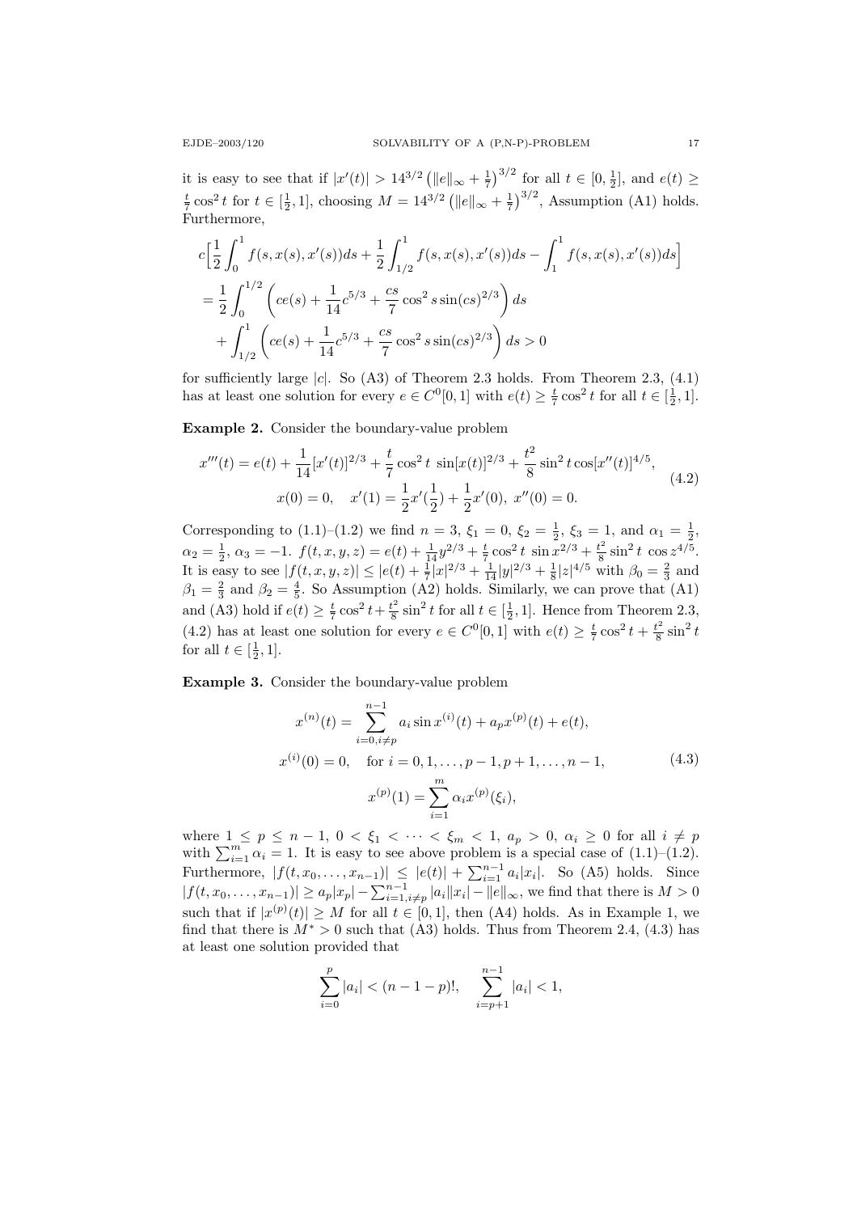it is easy to see that if $|x'(t)| > 14^{3/2}\left(\|e\|_\infty + \frac{1}{7}\right)^{3/2}$ for all $t \in [0, \frac{1}{2}]$, and $e(t) \geq \frac{t}{7}\cos^2 t$ for $t \in [\frac{1}{2}, 1]$, choosing $M = 14^{3/2}\left(\|e\|_\infty + \frac{1}{7}\right)^{3/2}$, Assumption (A1) holds. Furthermore,

$$
\begin{aligned}
&c\Big[\frac{1}{2}\int_0^1 f(s, x(s), x'(s))ds + \frac{1}{2}\int_{1/2}^1 f(s, x(s), x'(s))ds - \int_1^1 f(s, x(s), x'(s))ds\Big] \\
&= \frac{1}{2}\int_0^{1/2}\left(ce(s) + \frac{1}{14}c^{5/3} + \frac{cs}{7}\cos^2 s \sin(cs)^{2/3}\right)ds \\
&\quad + \int_{1/2}^1 \left(ce(s) + \frac{1}{14}c^{5/3} + \frac{cs}{7}\cos^2 s \sin(cs)^{2/3}\right)ds > 0
\end{aligned}
$$

for sufficiently large $|c|$. So (A3) of Theorem 2.3 holds. From Theorem 2.3, (4.1) has at least one solution for every $e \in C^0[0,1]$ with $e(t) \geq \frac{t}{7}\cos^2 t$ for all $t \in [\frac{1}{2}, 1]$.

**Example 2.** Consider the boundary-value problem

$$
\begin{gathered}
x'''(t) = e(t) + \frac{1}{14}[x'(t)]^{2/3} + \frac{t}{7}\cos^2 t \ \sin[x(t)]^{2/3} + \frac{t^2}{8}\sin^2 t \cos[x''(t)]^{4/5}, \\
x(0) = 0, \quad x'(1) = \frac{1}{2}x'(\frac{1}{2}) + \frac{1}{2}x'(0), \ x''(0) = 0.
\end{gathered}
\tag{4.2}
$$

Corresponding to (1.1)–(1.2) we find $n = 3$, $\xi_1 = 0$, $\xi_2 = \frac{1}{2}$, $\xi_3 = 1$, and $\alpha_1 = \frac{1}{2}$, $\alpha_2 = \frac{1}{2}$, $\alpha_3 = -1$. $f(t, x, y, z) = e(t) + \frac{1}{14}y^{2/3} + \frac{t}{7}\cos^2 t \ \sin x^{2/3} + \frac{t^2}{8}\sin^2 t \ \cos z^{4/5}$. It is easy to see $|f(t, x, y, z)| \leq |e(t)| + \frac{1}{7}|x|^{2/3} + \frac{1}{14}|y|^{2/3} + \frac{1}{8}|z|^{4/5}$ with $\beta_0 = \frac{2}{3}$ and $\beta_1 = \frac{2}{3}$ and $\beta_2 = \frac{4}{5}$. So Assumption (A2) holds. Similarly, we can prove that (A1) and (A3) hold if $e(t) \geq \frac{t}{7}\cos^2 t + \frac{t^2}{8}\sin^2 t$ for all $t \in [\frac{1}{2}, 1]$. Hence from Theorem 2.3, (4.2) has at least one solution for every $e \in C^0[0,1]$ with $e(t) \geq \frac{t}{7}\cos^2 t + \frac{t^2}{8}\sin^2 t$ for all $t \in [\frac{1}{2}, 1]$.

**Example 3.** Consider the boundary-value problem

$$
\begin{gathered}
x^{(n)}(t) = \sum_{i=0, i\neq p}^{n-1} a_i \sin x^{(i)}(t) + a_p x^{(p)}(t) + e(t), \\
x^{(i)}(0) = 0, \quad \text{for } i = 0, 1, \dots, p-1, p+1, \dots, n-1, \\
x^{(p)}(1) = \sum_{i=1}^{m} \alpha_i x^{(p)}(\xi_i),
\end{gathered}
\tag{4.3}
$$

where $1 \leq p \leq n-1$, $0 < \xi_1 < \dots < \xi_m < 1$, $a_p > 0$, $\alpha_i \geq 0$ for all $i \neq p$ with $\sum_{i=1}^{m}\alpha_i = 1$. It is easy to see above problem is a special case of (1.1)–(1.2). Furthermore, $|f(t, x_0, \dots, x_{n-1})| \leq |e(t)| + \sum_{i=1}^{n-1} a_i|x_i|$. So (A5) holds. Since $|f(t, x_0, \dots, x_{n-1})| \geq a_p|x_p| - \sum_{i=1, i\neq p}^{n-1}|a_i||x_i| - \|e\|_\infty$, we find that there is $M > 0$ such that if $|x^{(p)}(t)| \geq M$ for all $t \in [0,1]$, then (A4) holds. As in Example 1, we find that there is $M^* > 0$ such that (A3) holds. Thus from Theorem 2.4, (4.3) has at least one solution provided that

$$
\sum_{i=0}^{p}|a_i| < (n-1-p)!, \quad \sum_{i=p+1}^{n-1}|a_i| < 1,
$$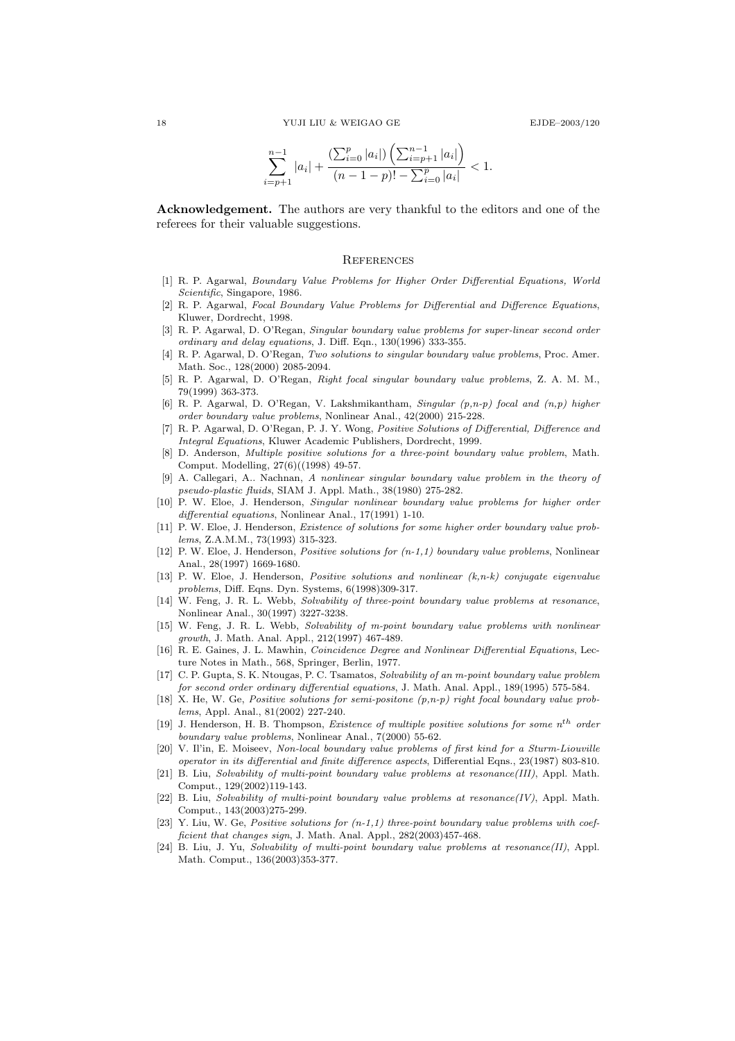$$\sum_{i=p+1}^{n-1} |a_i| + \frac{\left(\sum_{i=0}^{p} |a_i|\right)\left(\sum_{i=p+1}^{n-1} |a_i|\right)}{(n-1-p)! - \sum_{i=0}^{p} |a_i|} < 1.$$

**Acknowledgement.** The authors are very thankful to the editors and one of the referees for their valuable suggestions.

## References

[1] R. P. Agarwal, *Boundary Value Problems for Higher Order Differential Equations, World Scientific*, Singapore, 1986.

[2] R. P. Agarwal, *Focal Boundary Value Problems for Differential and Difference Equations*, Kluwer, Dordrecht, 1998.

[3] R. P. Agarwal, D. O'Regan, *Singular boundary value problems for super-linear second order ordinary and delay equations*, J. Diff. Eqn., 130(1996) 333-355.

[4] R. P. Agarwal, D. O'Regan, *Two solutions to singular boundary value problems*, Proc. Amer. Math. Soc., 128(2000) 2085-2094.

[5] R. P. Agarwal, D. O'Regan, *Right focal singular boundary value problems*, Z. A. M. M., 79(1999) 363-373.

[6] R. P. Agarwal, D. O'Regan, V. Lakshmikantham, *Singular (p,n-p) focal and (n,p) higher order boundary value problems*, Nonlinear Anal., 42(2000) 215-228.

[7] R. P. Agarwal, D. O'Regan, P. J. Y. Wong, *Positive Solutions of Differential, Difference and Integral Equations*, Kluwer Academic Publishers, Dordrecht, 1999.

[8] D. Anderson, *Multiple positive solutions for a three-point boundary value problem*, Math. Comput. Modelling, 27(6)((1998) 49-57.

[9] A. Callegari, A.. Nachnan, *A nonlinear singular boundary value problem in the theory of pseudo-plastic fluids*, SIAM J. Appl. Math., 38(1980) 275-282.

[10] P. W. Eloe, J. Henderson, *Singular nonlinear boundary value problems for higher order differential equations*, Nonlinear Anal., 17(1991) 1-10.

[11] P. W. Eloe, J. Henderson, *Existence of solutions for some higher order boundary value problems*, Z.A.M.M., 73(1993) 315-323.

[12] P. W. Eloe, J. Henderson, *Positive solutions for (n-1,1) boundary value problems*, Nonlinear Anal., 28(1997) 1669-1680.

[13] P. W. Eloe, J. Henderson, *Positive solutions and nonlinear (k,n-k) conjugate eigenvalue problems*, Diff. Eqns. Dyn. Systems, 6(1998)309-317.

[14] W. Feng, J. R. L. Webb, *Solvability of three-point boundary value problems at resonance*, Nonlinear Anal., 30(1997) 3227-3238.

[15] W. Feng, J. R. L. Webb, *Solvability of m-point boundary value problems with nonlinear growth*, J. Math. Anal. Appl., 212(1997) 467-489.

[16] R. E. Gaines, J. L. Mawhin, *Coincidence Degree and Nonlinear Differential Equations*, Lecture Notes in Math., 568, Springer, Berlin, 1977.

[17] C. P. Gupta, S. K. Ntougas, P. C. Tsamatos, *Solvability of an m-point boundary value problem for second order ordinary differential equations*, J. Math. Anal. Appl., 189(1995) 575-584.

[18] X. He, W. Ge, *Positive solutions for semi-positone (p,n-p) right focal boundary value problems*, Appl. Anal., 81(2002) 227-240.

[19] J. Henderson, H. B. Thompson, *Existence of multiple positive solutions for some $n^{th}$ order boundary value problems*, Nonlinear Anal., 7(2000) 55-62.

[20] V. Il'in, E. Moiseev, *Non-local boundary value problems of first kind for a Sturm-Liouville operator in its differential and finite difference aspects*, Differential Eqns., 23(1987) 803-810.

[21] B. Liu, *Solvability of multi-point boundary value problems at resonance(III)*, Appl. Math. Comput., 129(2002)119-143.

[22] B. Liu, *Solvability of multi-point boundary value problems at resonance(IV)*, Appl. Math. Comput., 143(2003)275-299.

[23] Y. Liu, W. Ge, *Positive solutions for (n-1,1) three-point boundary value problems with coefficient that changes sign*, J. Math. Anal. Appl., 282(2003)457-468.

[24] B. Liu, J. Yu, *Solvability of multi-point boundary value problems at resonance(II)*, Appl. Math. Comput., 136(2003)353-377.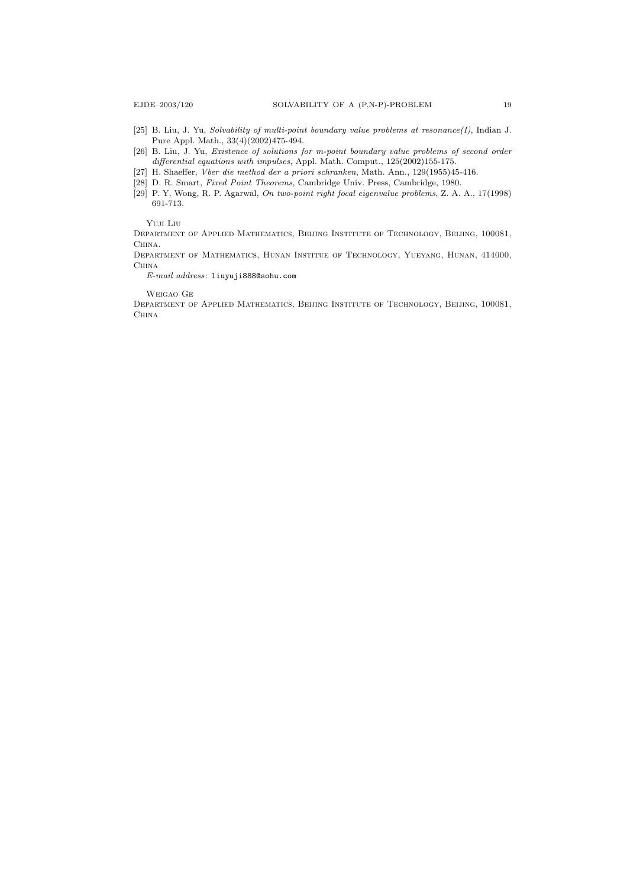[25] B. Liu, J. Yu, *Solvability of multi-point boundary value problems at resonance(I)*, Indian J. Pure Appl. Math., 33(4)(2002)475-494.

[26] B. Liu, J. Yu, *Existence of solutions for m-point boundary value problems of second order differential equations with impulses*, Appl. Math. Comput., 125(2002)155-175.

[27] H. Shaeffer, *Vber die method der a priori schranken*, Math. Ann., 129(1955)45-416.

[28] D. R. Smart, *Fixed Point Theorems*, Cambridge Univ. Press, Cambridge, 1980.

[29] P. Y. Wong, R. P. Agarwal, *On two-point right focal eigenvalue problems*, Z. A. A., 17(1998) 691-713.

Yuji Liu

Department of Applied Mathematics, Beijing Institute of Technology, Beijing, 100081, China.

Department of Mathematics, Hunan Institue of Technology, Yueyang, Hunan, 414000, China

*E-mail address*: `liuyuji888@sohu.com`

Weigao Ge

Department of Applied Mathematics, Beijing Institute of Technology, Beijing, 100081, China